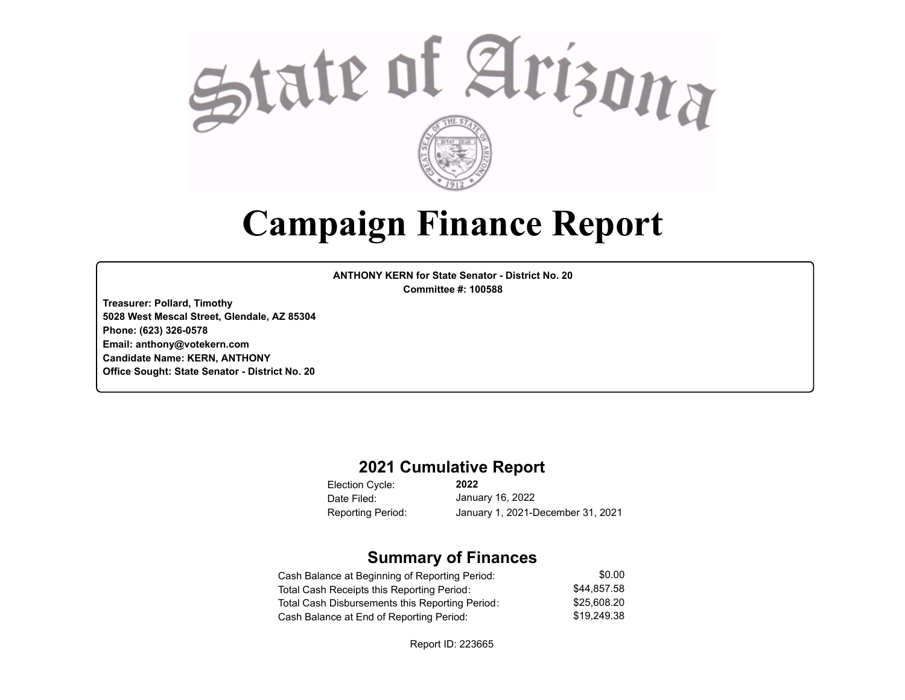# State of Arizona

# Campaign Finance Report

**ANTHONY KERN for State Senator - District No. 20**
**Committee #: 100588**

**Treasurer: Pollard, Timothy**
**5028 West Mescal Street, Glendale, AZ 85304**
**Phone: (623) 326-0578**
**Email: anthony@votekern.com**
**Candidate Name: KERN, ANTHONY**
**Office Sought: State Senator - District No. 20**

## 2021 Cumulative Report

| | |
|---|---|
| Election Cycle: | **2022** |
| Date Filed: | January 16, 2022 |
| Reporting Period: | January 1, 2021-December 31, 2021 |

## Summary of Finances

| | |
|---|---|
| Cash Balance at Beginning of Reporting Period: | $0.00 |
| Total Cash Receipts this Reporting Period: | $44,857.58 |
| Total Cash Disbursements this Reporting Period: | $25,608.20 |
| Cash Balance at End of Reporting Period: | $19,249.38 |

Report ID: 223665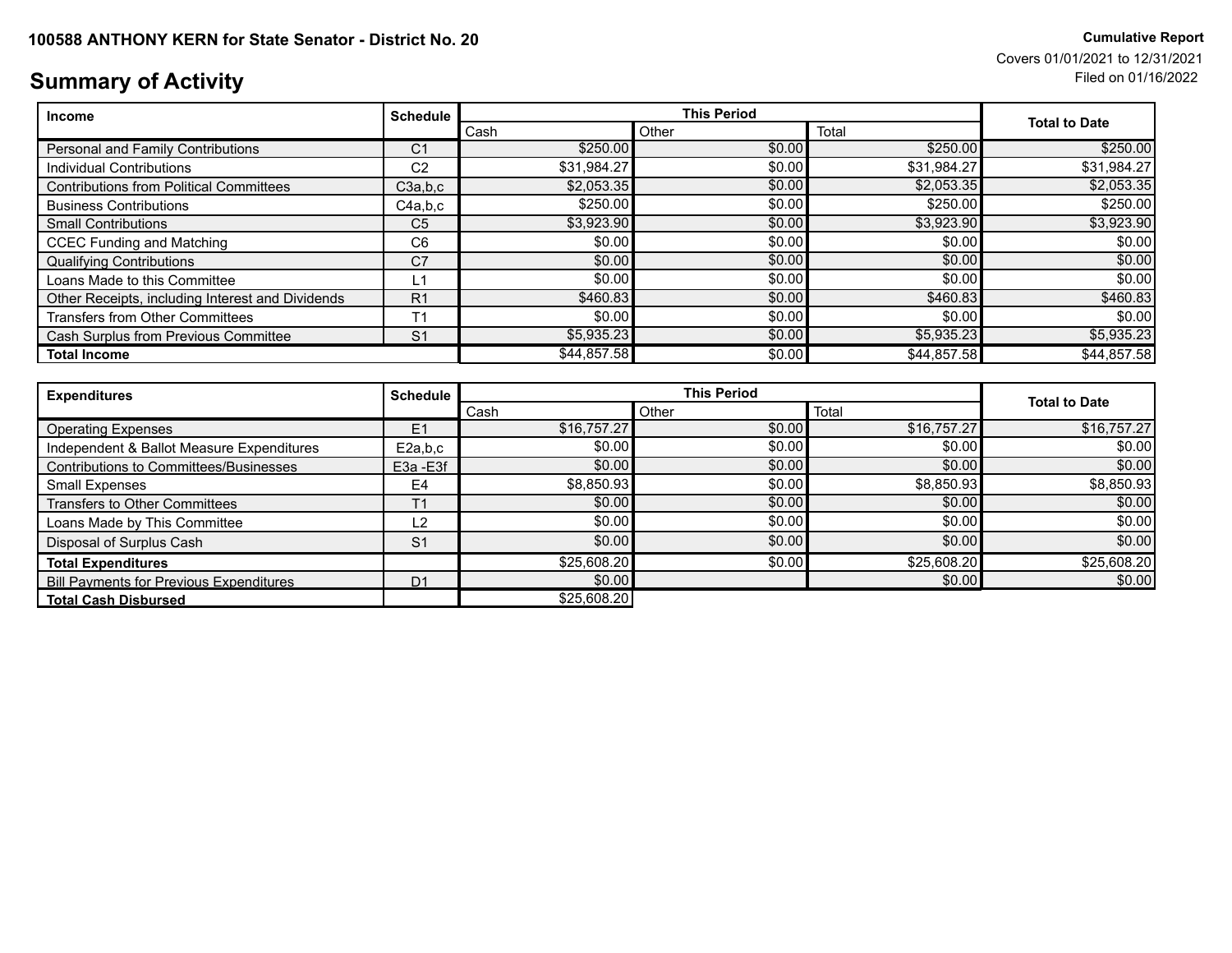**100588 ANTHONY KERN for State Senator - District No. 20**

**Cumulative Report**
Covers 01/01/2021 to 12/31/2021
Filed on 01/16/2022

# Summary of Activity

| Income | Schedule | This Period | | | Total to Date |
|---|---|---|---|---|---|
| | | Cash | Other | Total | |
| Personal and Family Contributions | C1 | $250.00 | $0.00 | $250.00 | $250.00 |
| Individual Contributions | C2 | $31,984.27 | $0.00 | $31,984.27 | $31,984.27 |
| Contributions from Political Committees | C3a,b,c | $2,053.35 | $0.00 | $2,053.35 | $2,053.35 |
| Business Contributions | C4a,b,c | $250.00 | $0.00 | $250.00 | $250.00 |
| Small Contributions | C5 | $3,923.90 | $0.00 | $3,923.90 | $3,923.90 |
| CCEC Funding and Matching | C6 | $0.00 | $0.00 | $0.00 | $0.00 |
| Qualifying Contributions | C7 | $0.00 | $0.00 | $0.00 | $0.00 |
| Loans Made to this Committee | L1 | $0.00 | $0.00 | $0.00 | $0.00 |
| Other Receipts, including Interest and Dividends | R1 | $460.83 | $0.00 | $460.83 | $460.83 |
| Transfers from Other Committees | T1 | $0.00 | $0.00 | $0.00 | $0.00 |
| Cash Surplus from Previous Committee | S1 | $5,935.23 | $0.00 | $5,935.23 | $5,935.23 |
| **Total Income** | | $44,857.58 | $0.00 | $44,857.58 | $44,857.58 |

| Expenditures | Schedule | This Period | | | Total to Date |
|---|---|---|---|---|---|
| | | Cash | Other | Total | |
| Operating Expenses | E1 | $16,757.27 | $0.00 | $16,757.27 | $16,757.27 |
| Independent & Ballot Measure Expenditures | E2a,b,c | $0.00 | $0.00 | $0.00 | $0.00 |
| Contributions to Committees/Businesses | E3a -E3f | $0.00 | $0.00 | $0.00 | $0.00 |
| Small Expenses | E4 | $8,850.93 | $0.00 | $8,850.93 | $8,850.93 |
| Transfers to Other Committees | T1 | $0.00 | $0.00 | $0.00 | $0.00 |
| Loans Made by This Committee | L2 | $0.00 | $0.00 | $0.00 | $0.00 |
| Disposal of Surplus Cash | S1 | $0.00 | $0.00 | $0.00 | $0.00 |
| **Total Expenditures** | | $25,608.20 | $0.00 | $25,608.20 | $25,608.20 |
| Bill Payments for Previous Expenditures | D1 | $0.00 | | $0.00 | $0.00 |
| **Total Cash Disbursed** | | $25,608.20 | | | |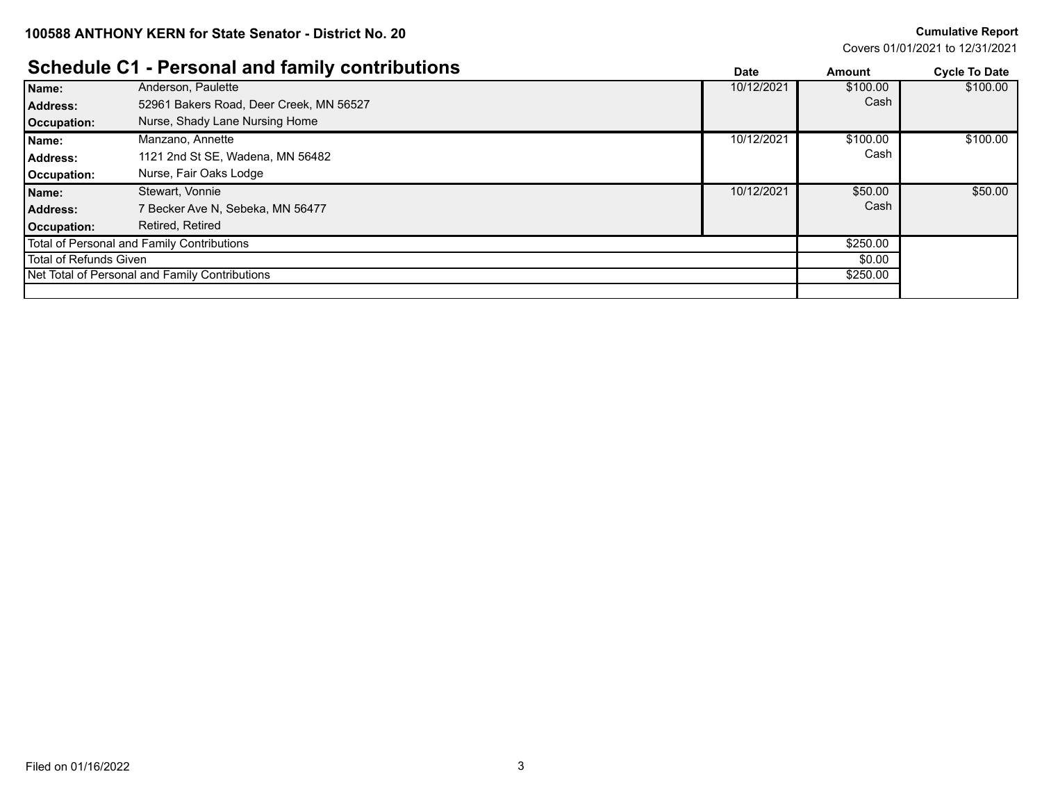**100588 ANTHONY KERN for State Senator - District No. 20**

**Cumulative Report**
Covers 01/01/2021 to 12/31/2021

## Schedule C1 - Personal and family contributions

| | | Date | Amount | Cycle To Date |
|---|---|---|---|---|
| **Name:** | Anderson, Paulette | 10/12/2021 | $100.00 | $100.00 |
| **Address:** | 52961 Bakers Road, Deer Creek, MN 56527 | | Cash | |
| **Occupation:** | Nurse, Shady Lane Nursing Home | | | |
| **Name:** | Manzano, Annette | 10/12/2021 | $100.00 | $100.00 |
| **Address:** | 1121 2nd St SE, Wadena, MN 56482 | | Cash | |
| **Occupation:** | Nurse, Fair Oaks Lodge | | | |
| **Name:** | Stewart, Vonnie | 10/12/2021 | $50.00 | $50.00 |
| **Address:** | 7 Becker Ave N, Sebeka, MN 56477 | | Cash | |
| **Occupation:** | Retired, Retired | | | |
| Total of Personal and Family Contributions | | | $250.00 | |
| Total of Refunds Given | | | $0.00 | |
| Net Total of Personal and Family Contributions | | | $250.00 | |

Filed on 01/16/2022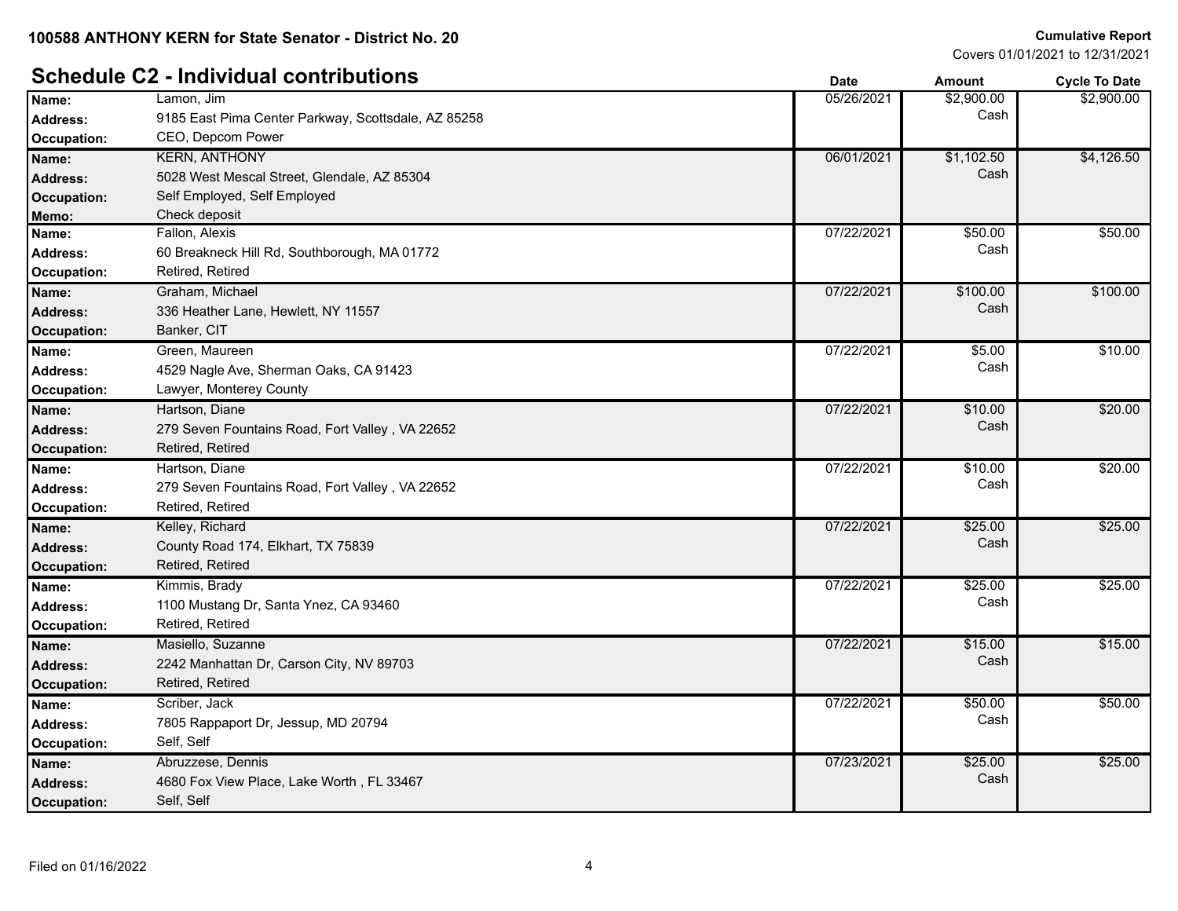**100588 ANTHONY KERN for State Senator - District No. 20**

**Cumulative Report**
Covers 01/01/2021 to 12/31/2021

## Schedule C2 - Individual contributions

| | | Date | Amount | Cycle To Date |
|---|---|---|---|---|
| **Name:** | Lamon, Jim | 05/26/2021 | $2,900.00 Cash | $2,900.00 |
| **Address:** | 9185 East Pima Center Parkway, Scottsdale, AZ 85258 | | | |
| **Occupation:** | CEO, Depcom Power | | | |
| **Name:** | KERN, ANTHONY | 06/01/2021 | $1,102.50 Cash | $4,126.50 |
| **Address:** | 5028 West Mescal Street, Glendale, AZ 85304 | | | |
| **Occupation:** | Self Employed, Self Employed | | | |
| **Memo:** | Check deposit | | | |
| **Name:** | Fallon, Alexis | 07/22/2021 | $50.00 Cash | $50.00 |
| **Address:** | 60 Breakneck Hill Rd, Southborough, MA 01772 | | | |
| **Occupation:** | Retired, Retired | | | |
| **Name:** | Graham, Michael | 07/22/2021 | $100.00 Cash | $100.00 |
| **Address:** | 336 Heather Lane, Hewlett, NY 11557 | | | |
| **Occupation:** | Banker, CIT | | | |
| **Name:** | Green, Maureen | 07/22/2021 | $5.00 Cash | $10.00 |
| **Address:** | 4529 Nagle Ave, Sherman Oaks, CA 91423 | | | |
| **Occupation:** | Lawyer, Monterey County | | | |
| **Name:** | Hartson, Diane | 07/22/2021 | $10.00 Cash | $20.00 |
| **Address:** | 279 Seven Fountains Road, Fort Valley , VA 22652 | | | |
| **Occupation:** | Retired, Retired | | | |
| **Name:** | Hartson, Diane | 07/22/2021 | $10.00 Cash | $20.00 |
| **Address:** | 279 Seven Fountains Road, Fort Valley , VA 22652 | | | |
| **Occupation:** | Retired, Retired | | | |
| **Name:** | Kelley, Richard | 07/22/2021 | $25.00 Cash | $25.00 |
| **Address:** | County Road 174, Elkhart, TX 75839 | | | |
| **Occupation:** | Retired, Retired | | | |
| **Name:** | Kimmis, Brady | 07/22/2021 | $25.00 Cash | $25.00 |
| **Address:** | 1100 Mustang Dr, Santa Ynez, CA 93460 | | | |
| **Occupation:** | Retired, Retired | | | |
| **Name:** | Masiello, Suzanne | 07/22/2021 | $15.00 Cash | $15.00 |
| **Address:** | 2242 Manhattan Dr, Carson City, NV 89703 | | | |
| **Occupation:** | Retired, Retired | | | |
| **Name:** | Scriber, Jack | 07/22/2021 | $50.00 Cash | $50.00 |
| **Address:** | 7805 Rappaport Dr, Jessup, MD 20794 | | | |
| **Occupation:** | Self, Self | | | |
| **Name:** | Abruzzese, Dennis | 07/23/2021 | $25.00 Cash | $25.00 |
| **Address:** | 4680 Fox View Place, Lake Worth , FL 33467 | | | |
| **Occupation:** | Self, Self | | | |

Filed on 01/16/2022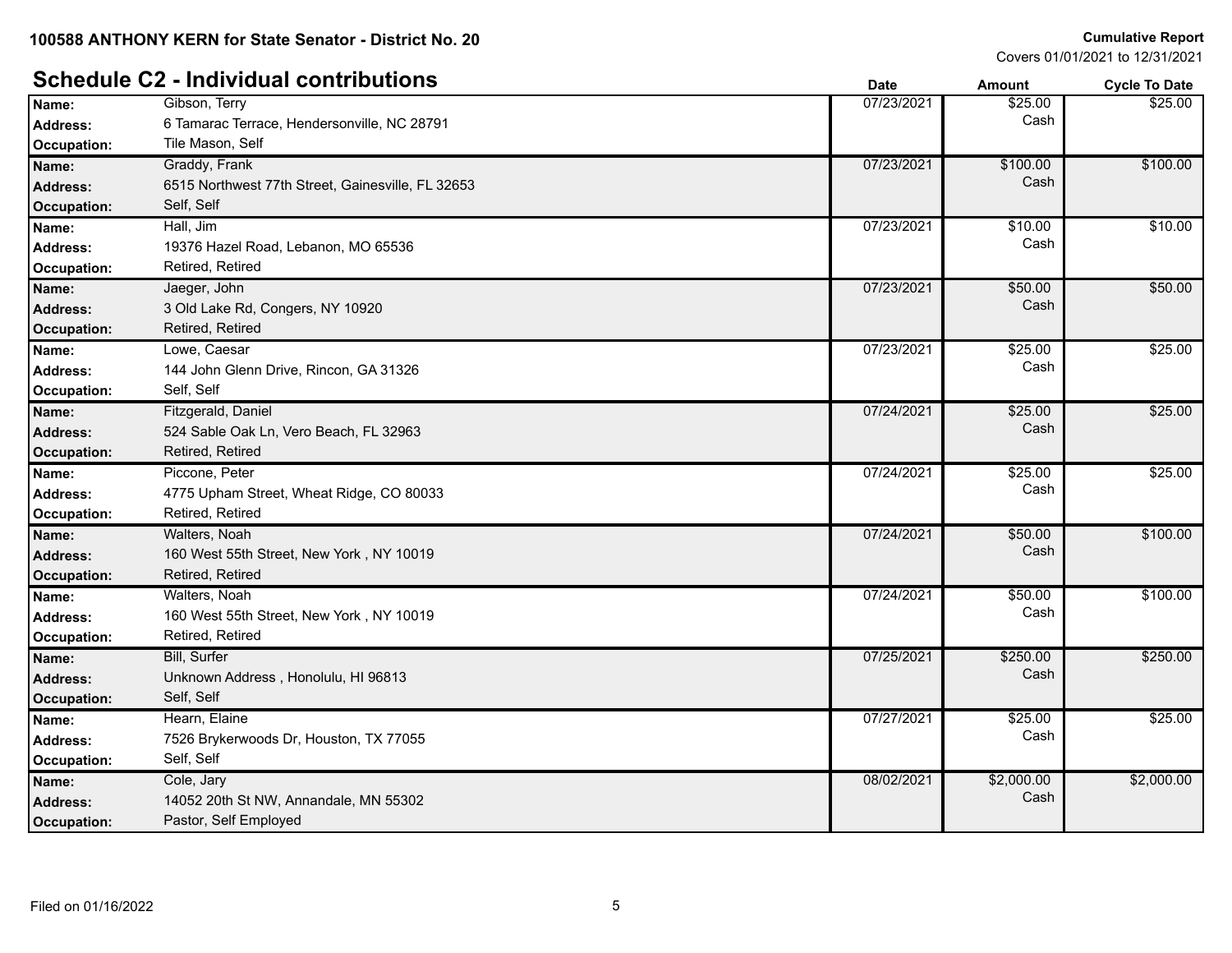**100588 ANTHONY KERN for State Senator - District No. 20**

**Cumulative Report**
Covers 01/01/2021 to 12/31/2021

## Schedule C2 - Individual contributions

| | | Date | Amount | Cycle To Date |
|---|---|---|---|---|
| **Name:** | Gibson, Terry | 07/23/2021 | $25.00 | $25.00 |
| **Address:** | 6 Tamarac Terrace, Hendersonville, NC 28791 | | Cash | |
| **Occupation:** | Tile Mason, Self | | | |
| **Name:** | Graddy, Frank | 07/23/2021 | $100.00 | $100.00 |
| **Address:** | 6515 Northwest 77th Street, Gainesville, FL 32653 | | Cash | |
| **Occupation:** | Self, Self | | | |
| **Name:** | Hall, Jim | 07/23/2021 | $10.00 | $10.00 |
| **Address:** | 19376 Hazel Road, Lebanon, MO 65536 | | Cash | |
| **Occupation:** | Retired, Retired | | | |
| **Name:** | Jaeger, John | 07/23/2021 | $50.00 | $50.00 |
| **Address:** | 3 Old Lake Rd, Congers, NY 10920 | | Cash | |
| **Occupation:** | Retired, Retired | | | |
| **Name:** | Lowe, Caesar | 07/23/2021 | $25.00 | $25.00 |
| **Address:** | 144 John Glenn Drive, Rincon, GA 31326 | | Cash | |
| **Occupation:** | Self, Self | | | |
| **Name:** | Fitzgerald, Daniel | 07/24/2021 | $25.00 | $25.00 |
| **Address:** | 524 Sable Oak Ln, Vero Beach, FL 32963 | | Cash | |
| **Occupation:** | Retired, Retired | | | |
| **Name:** | Piccone, Peter | 07/24/2021 | $25.00 | $25.00 |
| **Address:** | 4775 Upham Street, Wheat Ridge, CO 80033 | | Cash | |
| **Occupation:** | Retired, Retired | | | |
| **Name:** | Walters, Noah | 07/24/2021 | $50.00 | $100.00 |
| **Address:** | 160 West 55th Street, New York , NY 10019 | | Cash | |
| **Occupation:** | Retired, Retired | | | |
| **Name:** | Walters, Noah | 07/24/2021 | $50.00 | $100.00 |
| **Address:** | 160 West 55th Street, New York , NY 10019 | | Cash | |
| **Occupation:** | Retired, Retired | | | |
| **Name:** | Bill, Surfer | 07/25/2021 | $250.00 | $250.00 |
| **Address:** | Unknown Address , Honolulu, HI 96813 | | Cash | |
| **Occupation:** | Self, Self | | | |
| **Name:** | Hearn, Elaine | 07/27/2021 | $25.00 | $25.00 |
| **Address:** | 7526 Brykerwoods Dr, Houston, TX 77055 | | Cash | |
| **Occupation:** | Self, Self | | | |
| **Name:** | Cole, Jary | 08/02/2021 | $2,000.00 | $2,000.00 |
| **Address:** | 14052 20th St NW, Annandale, MN 55302 | | Cash | |
| **Occupation:** | Pastor, Self Employed | | | |

Filed on 01/16/2022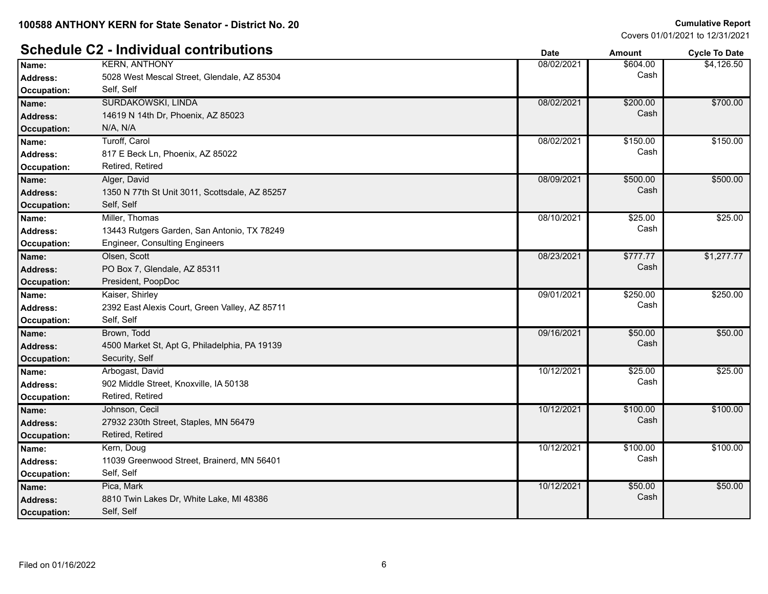**100588 ANTHONY KERN for State Senator - District No. 20**

**Cumulative Report**
Covers 01/01/2021 to 12/31/2021

## Schedule C2 - Individual contributions

| Field | Value | Date | Amount | Cycle To Date |
|---|---|---|---|---|
| **Name:** | KERN, ANTHONY | 08/02/2021 | $604.00 | $4,126.50 |
| **Address:** | 5028 West Mescal Street, Glendale, AZ 85304 | | Cash | |
| **Occupation:** | Self, Self | | | |
| **Name:** | SURDAKOWSKI, LINDA | 08/02/2021 | $200.00 | $700.00 |
| **Address:** | 14619 N 14th Dr, Phoenix, AZ 85023 | | Cash | |
| **Occupation:** | N/A, N/A | | | |
| **Name:** | Turoff, Carol | 08/02/2021 | $150.00 | $150.00 |
| **Address:** | 817 E Beck Ln, Phoenix, AZ 85022 | | Cash | |
| **Occupation:** | Retired, Retired | | | |
| **Name:** | Alger, David | 08/09/2021 | $500.00 | $500.00 |
| **Address:** | 1350 N 77th St Unit 3011, Scottsdale, AZ 85257 | | Cash | |
| **Occupation:** | Self, Self | | | |
| **Name:** | Miller, Thomas | 08/10/2021 | $25.00 | $25.00 |
| **Address:** | 13443 Rutgers Garden, San Antonio, TX 78249 | | Cash | |
| **Occupation:** | Engineer, Consulting Engineers | | | |
| **Name:** | Olsen, Scott | 08/23/2021 | $777.77 | $1,277.77 |
| **Address:** | PO Box 7, Glendale, AZ 85311 | | Cash | |
| **Occupation:** | President, PoopDoc | | | |
| **Name:** | Kaiser, Shirley | 09/01/2021 | $250.00 | $250.00 |
| **Address:** | 2392 East Alexis Court, Green Valley, AZ 85711 | | Cash | |
| **Occupation:** | Self, Self | | | |
| **Name:** | Brown, Todd | 09/16/2021 | $50.00 | $50.00 |
| **Address:** | 4500 Market St, Apt G, Philadelphia, PA 19139 | | Cash | |
| **Occupation:** | Security, Self | | | |
| **Name:** | Arbogast, David | 10/12/2021 | $25.00 | $25.00 |
| **Address:** | 902 Middle Street, Knoxville, IA 50138 | | Cash | |
| **Occupation:** | Retired, Retired | | | |
| **Name:** | Johnson, Cecil | 10/12/2021 | $100.00 | $100.00 |
| **Address:** | 27932 230th Street, Staples, MN 56479 | | Cash | |
| **Occupation:** | Retired, Retired | | | |
| **Name:** | Kern, Doug | 10/12/2021 | $100.00 | $100.00 |
| **Address:** | 11039 Greenwood Street, Brainerd, MN 56401 | | Cash | |
| **Occupation:** | Self, Self | | | |
| **Name:** | Pica, Mark | 10/12/2021 | $50.00 | $50.00 |
| **Address:** | 8810 Twin Lakes Dr, White Lake, MI 48386 | | Cash | |
| **Occupation:** | Self, Self | | | |

Filed on 01/16/2022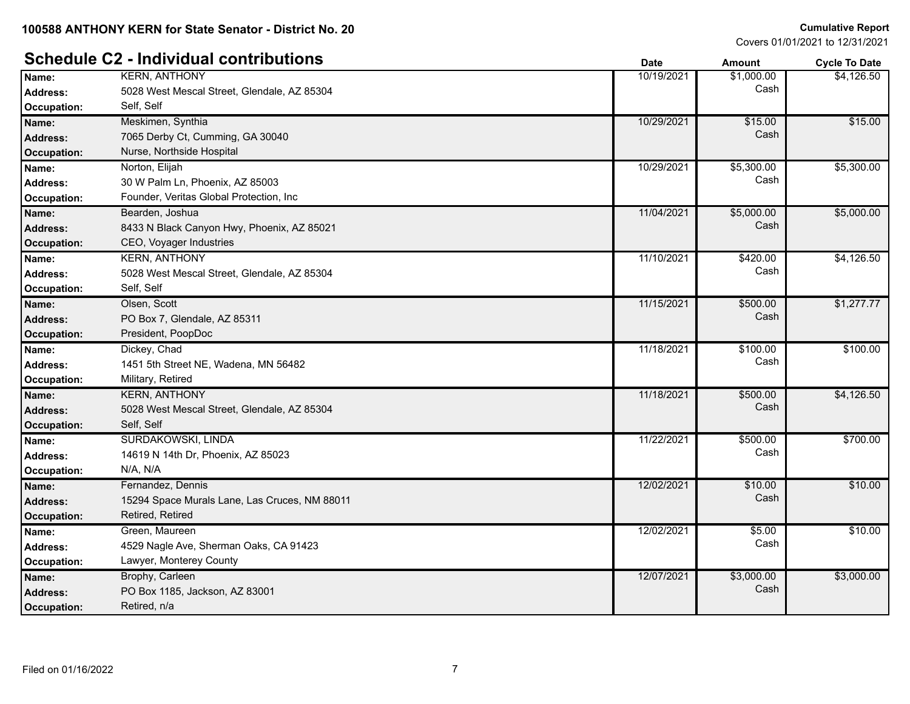**100588 ANTHONY KERN for State Senator - District No. 20**

**Cumulative Report**
Covers 01/01/2021 to 12/31/2021

## Schedule C2 - Individual contributions

| | | Date | Amount | Cycle To Date |
|---|---|---|---|---|
| **Name:** | KERN, ANTHONY | 10/19/2021 | $1,000.00 | $4,126.50 |
| **Address:** | 5028 West Mescal Street, Glendale, AZ 85304 | | Cash | |
| **Occupation:** | Self, Self | | | |
| **Name:** | Meskimen, Synthia | 10/29/2021 | $15.00 | $15.00 |
| **Address:** | 7065 Derby Ct, Cumming, GA 30040 | | Cash | |
| **Occupation:** | Nurse, Northside Hospital | | | |
| **Name:** | Norton, Elijah | 10/29/2021 | $5,300.00 | $5,300.00 |
| **Address:** | 30 W Palm Ln, Phoenix, AZ 85003 | | Cash | |
| **Occupation:** | Founder, Veritas Global Protection, Inc | | | |
| **Name:** | Bearden, Joshua | 11/04/2021 | $5,000.00 | $5,000.00 |
| **Address:** | 8433 N Black Canyon Hwy, Phoenix, AZ 85021 | | Cash | |
| **Occupation:** | CEO, Voyager Industries | | | |
| **Name:** | KERN, ANTHONY | 11/10/2021 | $420.00 | $4,126.50 |
| **Address:** | 5028 West Mescal Street, Glendale, AZ 85304 | | Cash | |
| **Occupation:** | Self, Self | | | |
| **Name:** | Olsen, Scott | 11/15/2021 | $500.00 | $1,277.77 |
| **Address:** | PO Box 7, Glendale, AZ 85311 | | Cash | |
| **Occupation:** | President, PoopDoc | | | |
| **Name:** | Dickey, Chad | 11/18/2021 | $100.00 | $100.00 |
| **Address:** | 1451 5th Street NE, Wadena, MN 56482 | | Cash | |
| **Occupation:** | Military, Retired | | | |
| **Name:** | KERN, ANTHONY | 11/18/2021 | $500.00 | $4,126.50 |
| **Address:** | 5028 West Mescal Street, Glendale, AZ 85304 | | Cash | |
| **Occupation:** | Self, Self | | | |
| **Name:** | SURDAKOWSKI, LINDA | 11/22/2021 | $500.00 | $700.00 |
| **Address:** | 14619 N 14th Dr, Phoenix, AZ 85023 | | Cash | |
| **Occupation:** | N/A, N/A | | | |
| **Name:** | Fernandez, Dennis | 12/02/2021 | $10.00 | $10.00 |
| **Address:** | 15294 Space Murals Lane, Las Cruces, NM 88011 | | Cash | |
| **Occupation:** | Retired, Retired | | | |
| **Name:** | Green, Maureen | 12/02/2021 | $5.00 | $10.00 |
| **Address:** | 4529 Nagle Ave, Sherman Oaks, CA 91423 | | Cash | |
| **Occupation:** | Lawyer, Monterey County | | | |
| **Name:** | Brophy, Carleen | 12/07/2021 | $3,000.00 | $3,000.00 |
| **Address:** | PO Box 1185, Jackson, AZ 83001 | | Cash | |
| **Occupation:** | Retired, n/a | | | |

Filed on 01/16/2022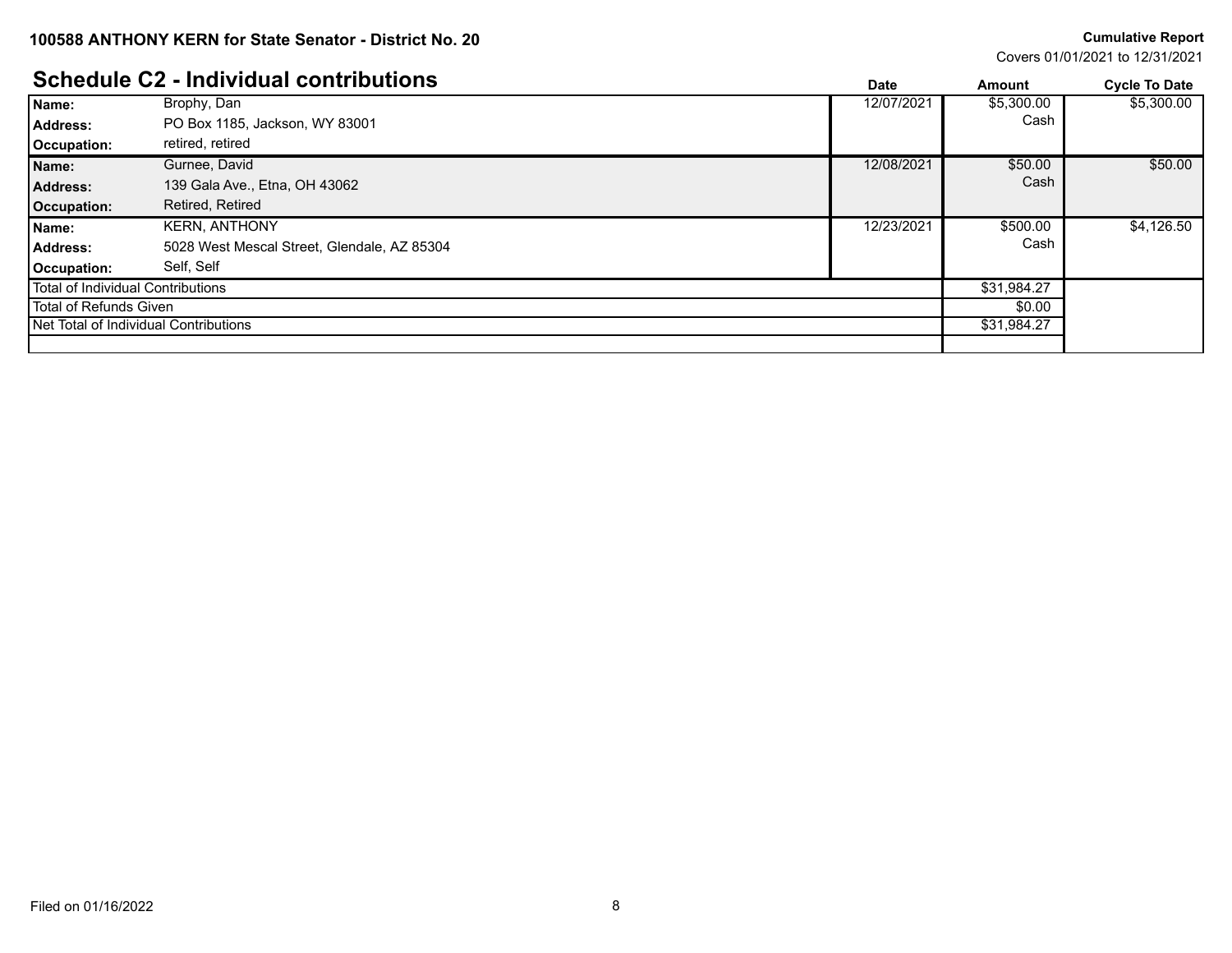**100588 ANTHONY KERN for State Senator - District No. 20**

**Cumulative Report**
Covers 01/01/2021 to 12/31/2021

## Schedule C2 - Individual contributions

| | | Date | Amount | Cycle To Date |
|---|---|---|---|---|
| **Name:** | Brophy, Dan | 12/07/2021 | $5,300.00 | $5,300.00 |
| **Address:** | PO Box 1185, Jackson, WY 83001 | | Cash | |
| **Occupation:** | retired, retired | | | |
| **Name:** | Gurnee, David | 12/08/2021 | $50.00 | $50.00 |
| **Address:** | 139 Gala Ave., Etna, OH 43062 | | Cash | |
| **Occupation:** | Retired, Retired | | | |
| **Name:** | KERN, ANTHONY | 12/23/2021 | $500.00 | $4,126.50 |
| **Address:** | 5028 West Mescal Street, Glendale, AZ 85304 | | Cash | |
| **Occupation:** | Self, Self | | | |
| Total of Individual Contributions | | | $31,984.27 | |
| Total of Refunds Given | | | $0.00 | |
| Net Total of Individual Contributions | | | $31,984.27 | |

Filed on 01/16/2022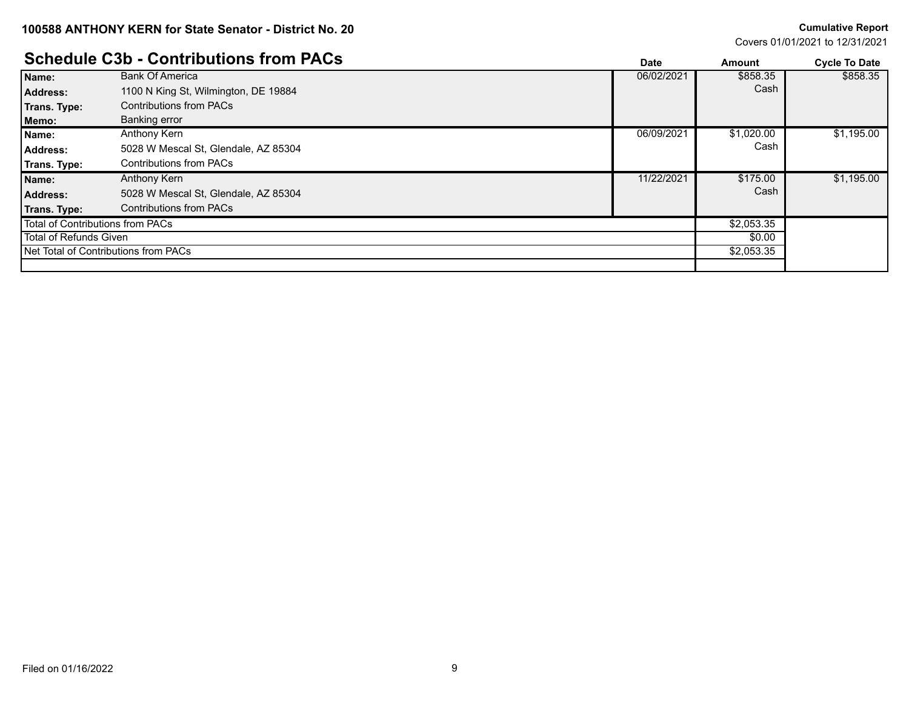**100588 ANTHONY KERN for State Senator - District No. 20**

**Cumulative Report**
Covers 01/01/2021 to 12/31/2021

## Schedule C3b - Contributions from PACs

| | | Date | Amount | Cycle To Date |
|---|---|---|---|---|
| **Name:** | Bank Of America | 06/02/2021 | $858.35 | $858.35 |
| **Address:** | 1100 N King St, Wilmington, DE 19884 | | Cash | |
| **Trans. Type:** | Contributions from PACs | | | |
| **Memo:** | Banking error | | | |
| **Name:** | Anthony Kern | 06/09/2021 | $1,020.00 | $1,195.00 |
| **Address:** | 5028 W Mescal St, Glendale, AZ 85304 | | Cash | |
| **Trans. Type:** | Contributions from PACs | | | |
| **Name:** | Anthony Kern | 11/22/2021 | $175.00 | $1,195.00 |
| **Address:** | 5028 W Mescal St, Glendale, AZ 85304 | | Cash | |
| **Trans. Type:** | Contributions from PACs | | | |
| Total of Contributions from PACs | | | $2,053.35 | |
| Total of Refunds Given | | | $0.00 | |
| Net Total of Contributions from PACs | | | $2,053.35 | |

Filed on 01/16/2022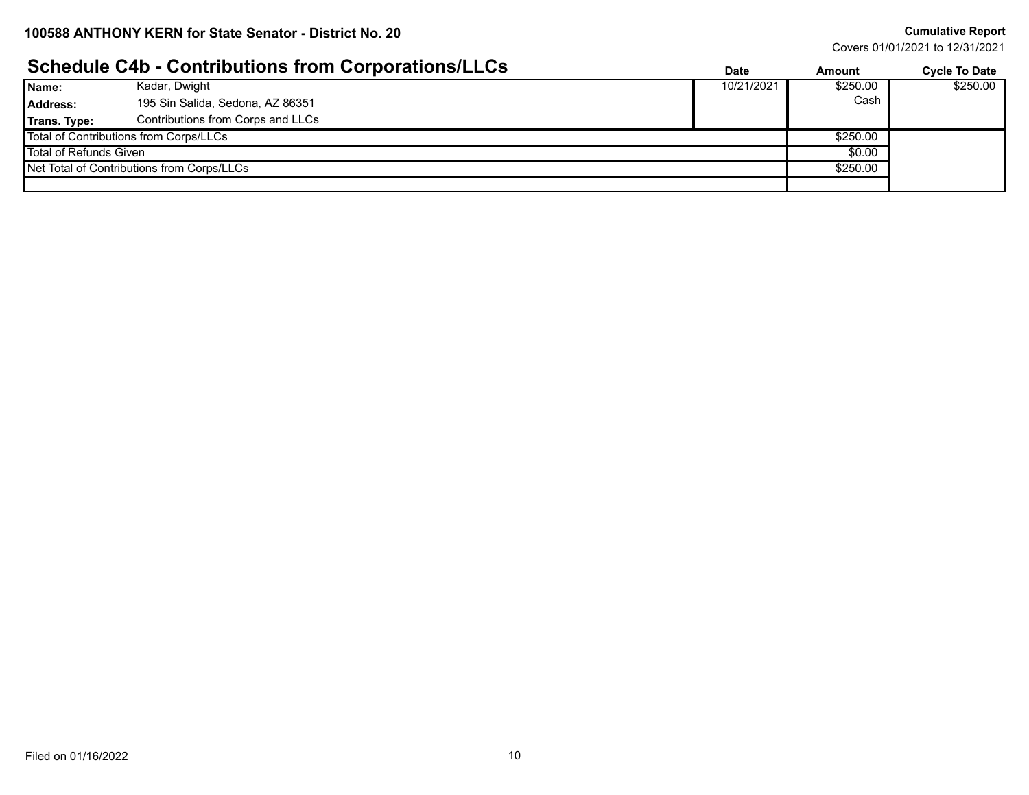**100588 ANTHONY KERN for State Senator - District No. 20**

**Cumulative Report**
Covers 01/01/2021 to 12/31/2021

## Schedule C4b - Contributions from Corporations/LLCs

| | | Date | Amount | Cycle To Date |
|---|---|---|---|---|
| **Name:** | Kadar, Dwight | 10/21/2021 | $250.00 | $250.00 |
| **Address:** | 195 Sin Salida, Sedona, AZ 86351 | | Cash | |
| **Trans. Type:** | Contributions from Corps and LLCs | | | |
| Total of Contributions from Corps/LLCs | | | $250.00 | |
| Total of Refunds Given | | | $0.00 | |
| Net Total of Contributions from Corps/LLCs | | | $250.00 | |

Filed on 01/16/2022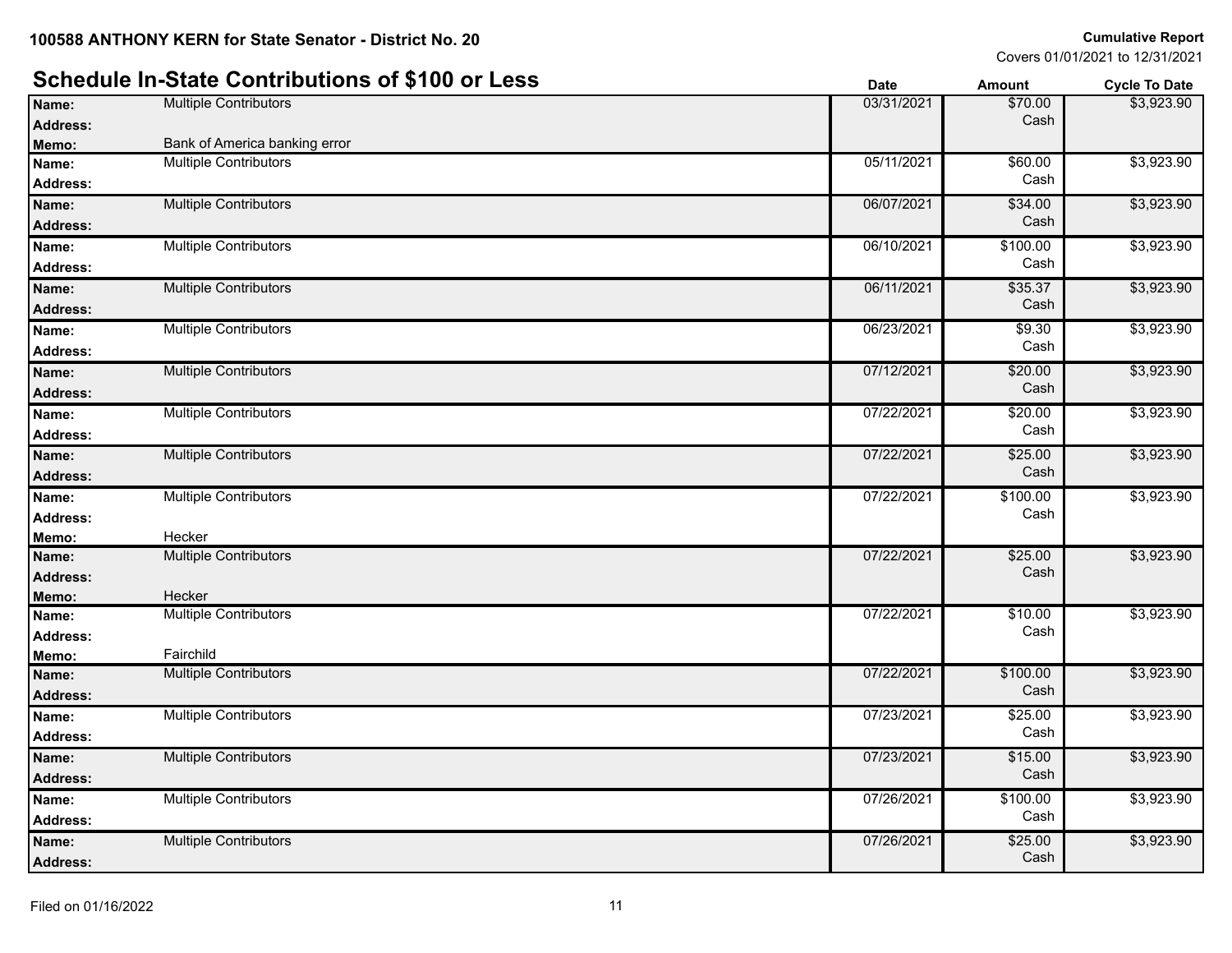100588 ANTHONY KERN for State Senator - District No. 20

**Cumulative Report**
Covers 01/01/2021 to 12/31/2021

## Schedule In-State Contributions of $100 or Less

| Name / Address / Memo | Date | Amount | Cycle To Date |
|---|---|---|---|
| **Name:** Multiple Contributors<br>**Address:**<br>**Memo:** Bank of America banking error | 03/31/2021 | $70.00 Cash | $3,923.90 |
| **Name:** Multiple Contributors<br>**Address:** | 05/11/2021 | $60.00 Cash | $3,923.90 |
| **Name:** Multiple Contributors<br>**Address:** | 06/07/2021 | $34.00 Cash | $3,923.90 |
| **Name:** Multiple Contributors<br>**Address:** | 06/10/2021 | $100.00 Cash | $3,923.90 |
| **Name:** Multiple Contributors<br>**Address:** | 06/11/2021 | $35.37 Cash | $3,923.90 |
| **Name:** Multiple Contributors<br>**Address:** | 06/23/2021 | $9.30 Cash | $3,923.90 |
| **Name:** Multiple Contributors<br>**Address:** | 07/12/2021 | $20.00 Cash | $3,923.90 |
| **Name:** Multiple Contributors<br>**Address:** | 07/22/2021 | $20.00 Cash | $3,923.90 |
| **Name:** Multiple Contributors<br>**Address:** | 07/22/2021 | $25.00 Cash | $3,923.90 |
| **Name:** Multiple Contributors<br>**Address:**<br>**Memo:** Hecker | 07/22/2021 | $100.00 Cash | $3,923.90 |
| **Name:** Multiple Contributors<br>**Address:**<br>**Memo:** Hecker | 07/22/2021 | $25.00 Cash | $3,923.90 |
| **Name:** Multiple Contributors<br>**Address:**<br>**Memo:** Fairchild | 07/22/2021 | $10.00 Cash | $3,923.90 |
| **Name:** Multiple Contributors<br>**Address:** | 07/22/2021 | $100.00 Cash | $3,923.90 |
| **Name:** Multiple Contributors<br>**Address:** | 07/23/2021 | $25.00 Cash | $3,923.90 |
| **Name:** Multiple Contributors<br>**Address:** | 07/23/2021 | $15.00 Cash | $3,923.90 |
| **Name:** Multiple Contributors<br>**Address:** | 07/26/2021 | $100.00 Cash | $3,923.90 |
| **Name:** Multiple Contributors<br>**Address:** | 07/26/2021 | $25.00 Cash | $3,923.90 |

Filed on 01/16/2022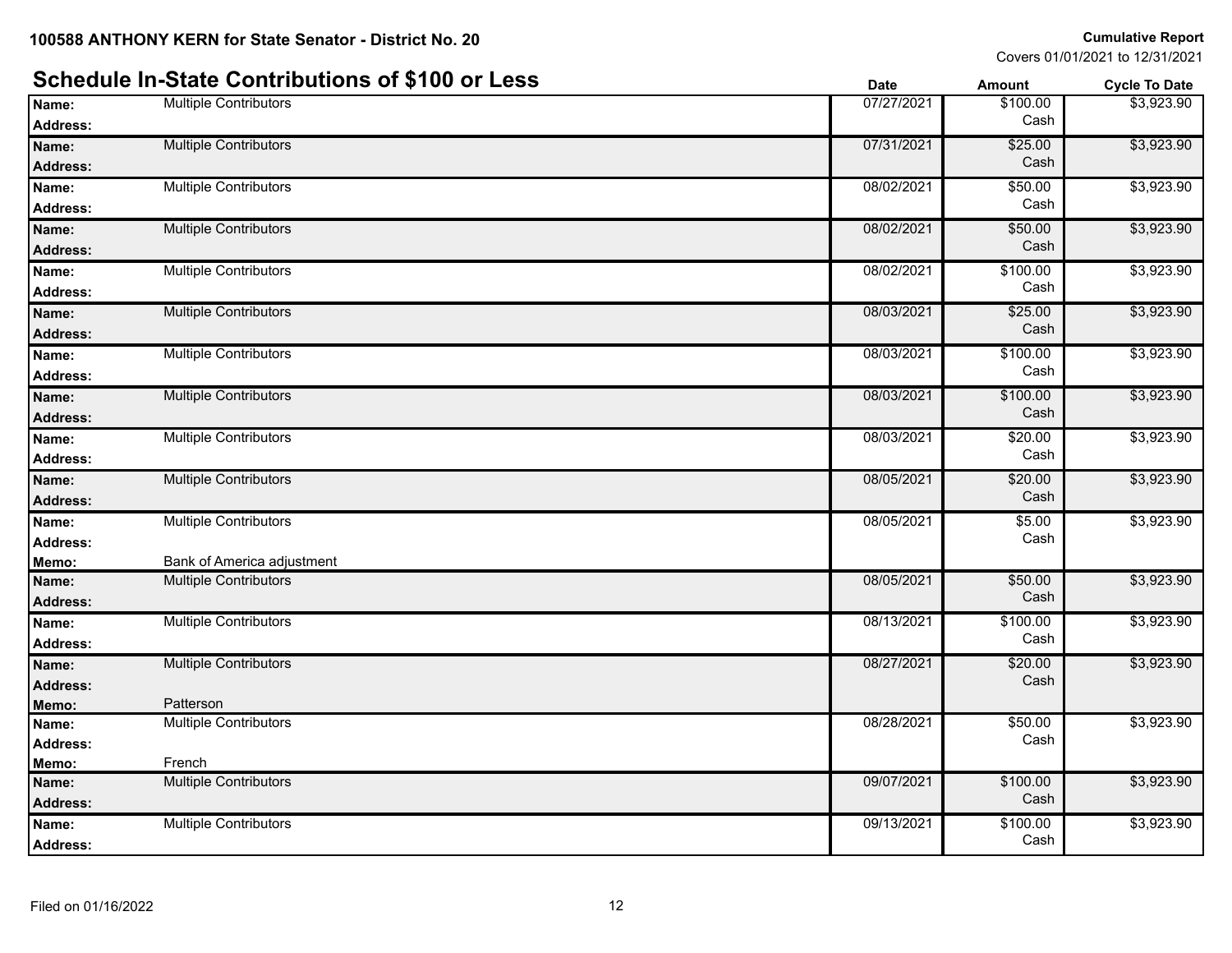**100588 ANTHONY KERN for State Senator - District No. 20**

**Cumulative Report**
Covers 01/01/2021 to 12/31/2021

## Schedule In-State Contributions of $100 or Less

| Name / Address / Memo | Date | Amount | Cycle To Date |
|---|---|---|---|
| **Name:** Multiple Contributors<br>**Address:** | 07/27/2021 | $100.00 Cash | $3,923.90 |
| **Name:** Multiple Contributors<br>**Address:** | 07/31/2021 | $25.00 Cash | $3,923.90 |
| **Name:** Multiple Contributors<br>**Address:** | 08/02/2021 | $50.00 Cash | $3,923.90 |
| **Name:** Multiple Contributors<br>**Address:** | 08/02/2021 | $50.00 Cash | $3,923.90 |
| **Name:** Multiple Contributors<br>**Address:** | 08/02/2021 | $100.00 Cash | $3,923.90 |
| **Name:** Multiple Contributors<br>**Address:** | 08/03/2021 | $25.00 Cash | $3,923.90 |
| **Name:** Multiple Contributors<br>**Address:** | 08/03/2021 | $100.00 Cash | $3,923.90 |
| **Name:** Multiple Contributors<br>**Address:** | 08/03/2021 | $100.00 Cash | $3,923.90 |
| **Name:** Multiple Contributors<br>**Address:** | 08/03/2021 | $20.00 Cash | $3,923.90 |
| **Name:** Multiple Contributors<br>**Address:** | 08/05/2021 | $20.00 Cash | $3,923.90 |
| **Name:** Multiple Contributors<br>**Address:**<br>**Memo:** Bank of America adjustment | 08/05/2021 | $5.00 Cash | $3,923.90 |
| **Name:** Multiple Contributors<br>**Address:** | 08/05/2021 | $50.00 Cash | $3,923.90 |
| **Name:** Multiple Contributors<br>**Address:** | 08/13/2021 | $100.00 Cash | $3,923.90 |
| **Name:** Multiple Contributors<br>**Address:**<br>**Memo:** Patterson | 08/27/2021 | $20.00 Cash | $3,923.90 |
| **Name:** Multiple Contributors<br>**Address:**<br>**Memo:** French | 08/28/2021 | $50.00 Cash | $3,923.90 |
| **Name:** Multiple Contributors<br>**Address:** | 09/07/2021 | $100.00 Cash | $3,923.90 |
| **Name:** Multiple Contributors<br>**Address:** | 09/13/2021 | $100.00 Cash | $3,923.90 |

Filed on 01/16/2022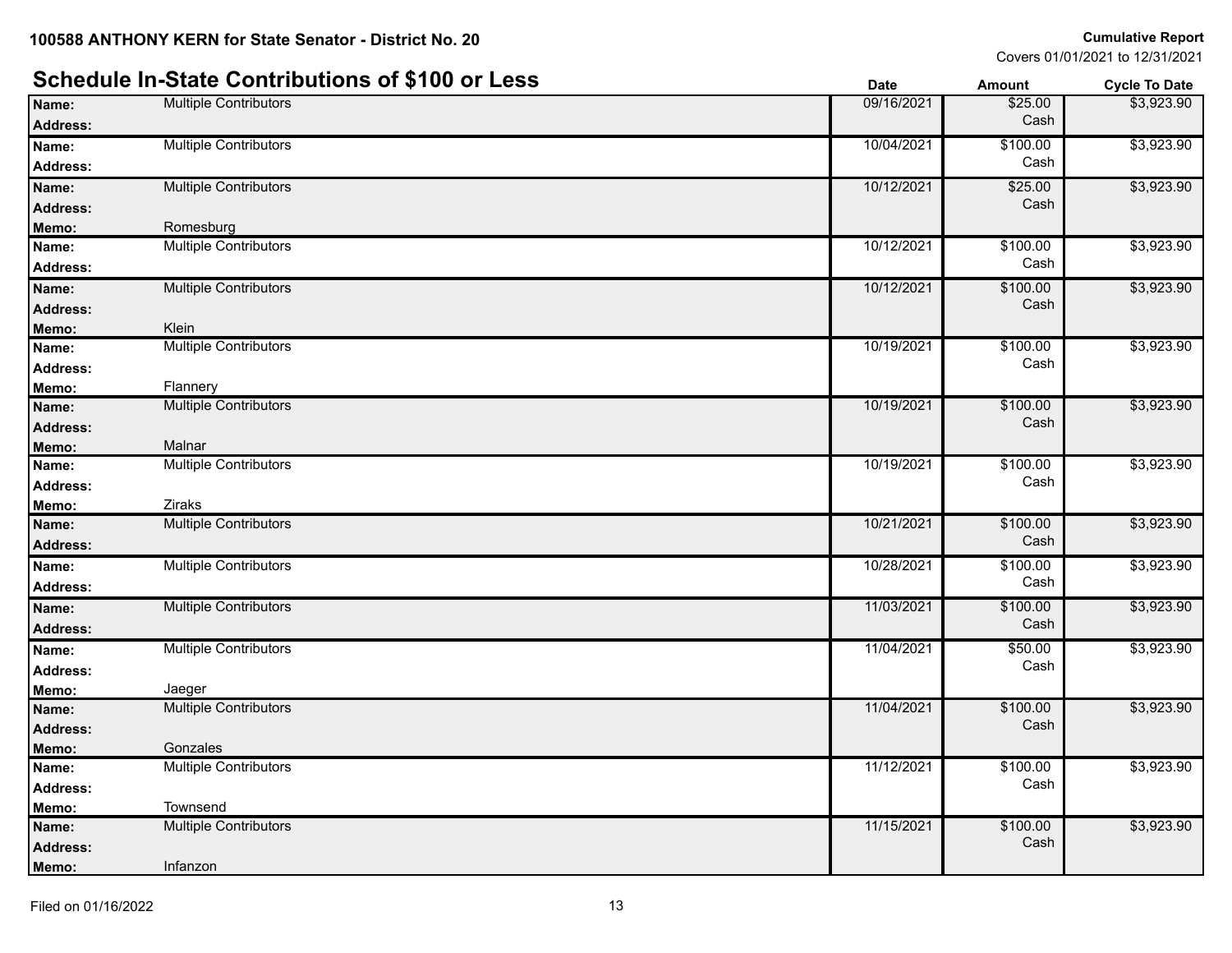**100588 ANTHONY KERN for State Senator - District No. 20**

**Cumulative Report**
Covers 01/01/2021 to 12/31/2021

## Schedule In-State Contributions of $100 or Less

| Name | Address | Memo | Date | Amount | Cycle To Date |
|---|---|---|---|---|---|
| Multiple Contributors | | | 09/16/2021 | $25.00 Cash | $3,923.90 |
| Multiple Contributors | | | 10/04/2021 | $100.00 Cash | $3,923.90 |
| Multiple Contributors | | Romesburg | 10/12/2021 | $25.00 Cash | $3,923.90 |
| Multiple Contributors | | | 10/12/2021 | $100.00 Cash | $3,923.90 |
| Multiple Contributors | | Klein | 10/12/2021 | $100.00 Cash | $3,923.90 |
| Multiple Contributors | | Flannery | 10/19/2021 | $100.00 Cash | $3,923.90 |
| Multiple Contributors | | Malnar | 10/19/2021 | $100.00 Cash | $3,923.90 |
| Multiple Contributors | | Ziraks | 10/19/2021 | $100.00 Cash | $3,923.90 |
| Multiple Contributors | | | 10/21/2021 | $100.00 Cash | $3,923.90 |
| Multiple Contributors | | | 10/28/2021 | $100.00 Cash | $3,923.90 |
| Multiple Contributors | | | 11/03/2021 | $100.00 Cash | $3,923.90 |
| Multiple Contributors | | Jaeger | 11/04/2021 | $50.00 Cash | $3,923.90 |
| Multiple Contributors | | Gonzales | 11/04/2021 | $100.00 Cash | $3,923.90 |
| Multiple Contributors | | Townsend | 11/12/2021 | $100.00 Cash | $3,923.90 |
| Multiple Contributors | | Infanzon | 11/15/2021 | $100.00 Cash | $3,923.90 |

Filed on 01/16/2022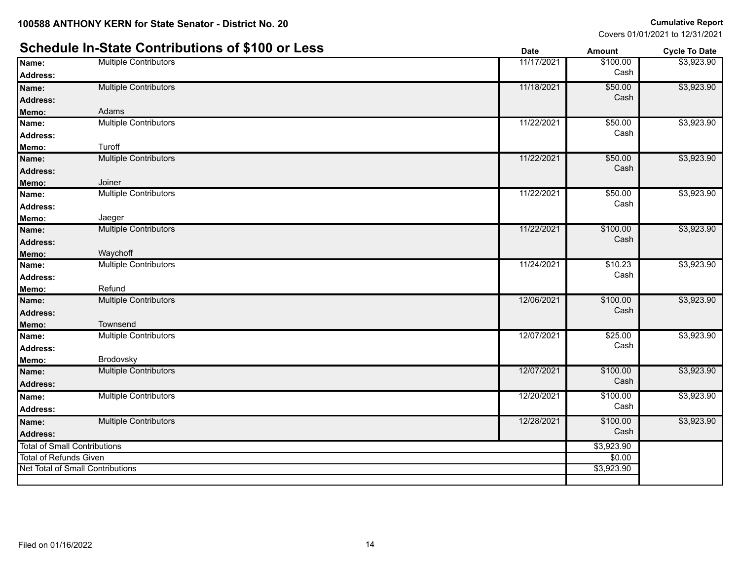**100588 ANTHONY KERN for State Senator - District No. 20**

**Cumulative Report**
Covers 01/01/2021 to 12/31/2021

## Schedule In-State Contributions of $100 or Less

| | | Date | Amount | Cycle To Date |
|---|---|---|---|---|
| **Name:** | Multiple Contributors | 11/17/2021 | $100.00 Cash | $3,923.90 |
| **Address:** | | | | |
| **Name:** | Multiple Contributors | 11/18/2021 | $50.00 Cash | $3,923.90 |
| **Address:** | | | | |
| **Memo:** | Adams | | | |
| **Name:** | Multiple Contributors | 11/22/2021 | $50.00 Cash | $3,923.90 |
| **Address:** | | | | |
| **Memo:** | Turoff | | | |
| **Name:** | Multiple Contributors | 11/22/2021 | $50.00 Cash | $3,923.90 |
| **Address:** | | | | |
| **Memo:** | Joiner | | | |
| **Name:** | Multiple Contributors | 11/22/2021 | $50.00 Cash | $3,923.90 |
| **Address:** | | | | |
| **Memo:** | Jaeger | | | |
| **Name:** | Multiple Contributors | 11/22/2021 | $100.00 Cash | $3,923.90 |
| **Address:** | | | | |
| **Memo:** | Waychoff | | | |
| **Name:** | Multiple Contributors | 11/24/2021 | $10.23 Cash | $3,923.90 |
| **Address:** | | | | |
| **Memo:** | Refund | | | |
| **Name:** | Multiple Contributors | 12/06/2021 | $100.00 Cash | $3,923.90 |
| **Address:** | | | | |
| **Memo:** | Townsend | | | |
| **Name:** | Multiple Contributors | 12/07/2021 | $25.00 Cash | $3,923.90 |
| **Address:** | | | | |
| **Memo:** | Brodovsky | | | |
| **Name:** | Multiple Contributors | 12/07/2021 | $100.00 Cash | $3,923.90 |
| **Address:** | | | | |
| **Name:** | Multiple Contributors | 12/20/2021 | $100.00 Cash | $3,923.90 |
| **Address:** | | | | |
| **Name:** | Multiple Contributors | 12/28/2021 | $100.00 Cash | $3,923.90 |
| **Address:** | | | | |

| | |
|---|---|
| Total of Small Contributions | $3,923.90 |
| Total of Refunds Given | $0.00 |
| Net Total of Small Contributions | $3,923.90 |

Filed on 01/16/2022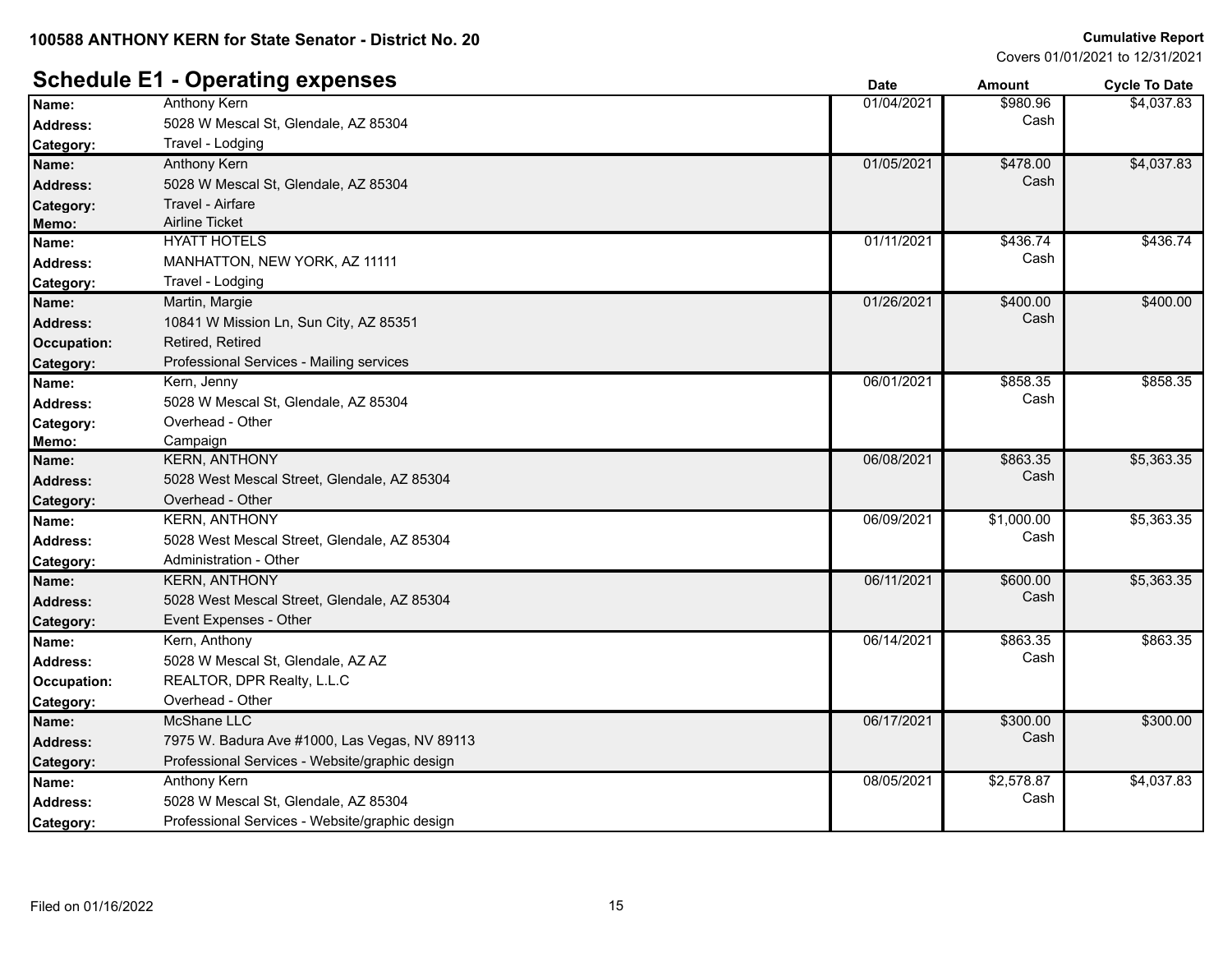**100588 ANTHONY KERN for State Senator - District No. 20**

**Cumulative Report**
Covers 01/01/2021 to 12/31/2021

## Schedule E1 - Operating expenses

| Field | Details | Date | Amount | Cycle To Date |
|---|---|---|---|---|
| **Name:** | Anthony Kern | 01/04/2021 | $980.96 Cash | $4,037.83 |
| **Address:** | 5028 W Mescal St, Glendale, AZ 85304 | | | |
| **Category:** | Travel - Lodging | | | |
| **Name:** | Anthony Kern | 01/05/2021 | $478.00 Cash | $4,037.83 |
| **Address:** | 5028 W Mescal St, Glendale, AZ 85304 | | | |
| **Category:** | Travel - Airfare | | | |
| **Memo:** | Airline Ticket | | | |
| **Name:** | HYATT HOTELS | 01/11/2021 | $436.74 Cash | $436.74 |
| **Address:** | MANHATTON, NEW YORK, AZ 11111 | | | |
| **Category:** | Travel - Lodging | | | |
| **Name:** | Martin, Margie | 01/26/2021 | $400.00 Cash | $400.00 |
| **Address:** | 10841 W Mission Ln, Sun City, AZ 85351 | | | |
| **Occupation:** | Retired, Retired | | | |
| **Category:** | Professional Services - Mailing services | | | |
| **Name:** | Kern, Jenny | 06/01/2021 | $858.35 Cash | $858.35 |
| **Address:** | 5028 W Mescal St, Glendale, AZ 85304 | | | |
| **Category:** | Overhead - Other | | | |
| **Memo:** | Campaign | | | |
| **Name:** | KERN, ANTHONY | 06/08/2021 | $863.35 Cash | $5,363.35 |
| **Address:** | 5028 West Mescal Street, Glendale, AZ 85304 | | | |
| **Category:** | Overhead - Other | | | |
| **Name:** | KERN, ANTHONY | 06/09/2021 | $1,000.00 Cash | $5,363.35 |
| **Address:** | 5028 West Mescal Street, Glendale, AZ 85304 | | | |
| **Category:** | Administration - Other | | | |
| **Name:** | KERN, ANTHONY | 06/11/2021 | $600.00 Cash | $5,363.35 |
| **Address:** | 5028 West Mescal Street, Glendale, AZ 85304 | | | |
| **Category:** | Event Expenses - Other | | | |
| **Name:** | Kern, Anthony | 06/14/2021 | $863.35 Cash | $863.35 |
| **Address:** | 5028 W Mescal St, Glendale, AZ AZ | | | |
| **Occupation:** | REALTOR, DPR Realty, L.L.C | | | |
| **Category:** | Overhead - Other | | | |
| **Name:** | McShane LLC | 06/17/2021 | $300.00 Cash | $300.00 |
| **Address:** | 7975 W. Badura Ave #1000, Las Vegas, NV 89113 | | | |
| **Category:** | Professional Services - Website/graphic design | | | |
| **Name:** | Anthony Kern | 08/05/2021 | $2,578.87 Cash | $4,037.83 |
| **Address:** | 5028 W Mescal St, Glendale, AZ 85304 | | | |
| **Category:** | Professional Services - Website/graphic design | | | |

Filed on 01/16/2022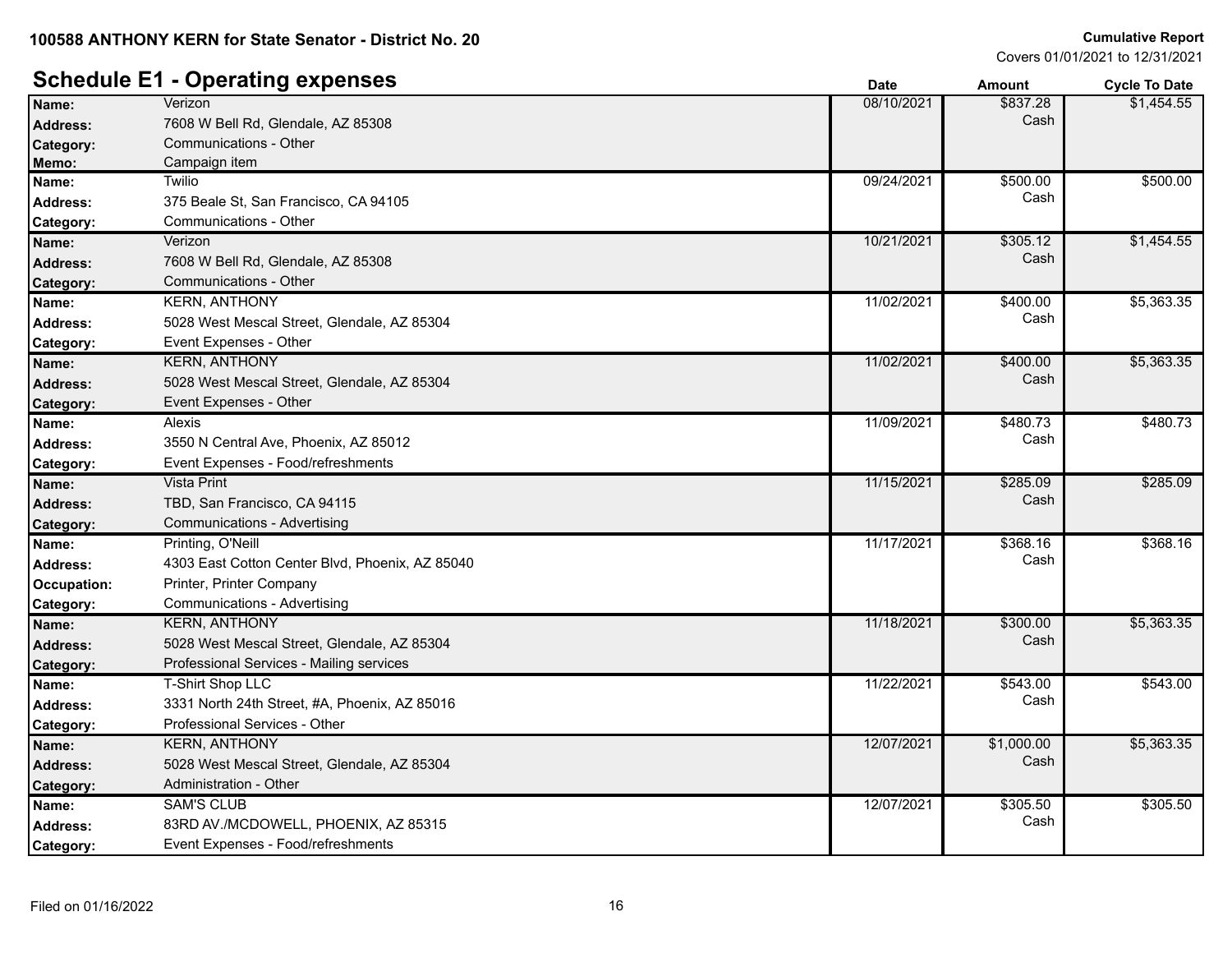**100588 ANTHONY KERN for State Senator - District No. 20**

**Cumulative Report**
Covers 01/01/2021 to 12/31/2021

## Schedule E1 - Operating expenses

| | | Date | Amount | Cycle To Date |
|---|---|---|---|---|
| **Name:** | Verizon | 08/10/2021 | $837.28 Cash | $1,454.55 |
| **Address:** | 7608 W Bell Rd, Glendale, AZ 85308 | | | |
| **Category:** | Communications - Other | | | |
| **Memo:** | Campaign item | | | |
| **Name:** | Twilio | 09/24/2021 | $500.00 Cash | $500.00 |
| **Address:** | 375 Beale St, San Francisco, CA 94105 | | | |
| **Category:** | Communications - Other | | | |
| **Name:** | Verizon | 10/21/2021 | $305.12 Cash | $1,454.55 |
| **Address:** | 7608 W Bell Rd, Glendale, AZ 85308 | | | |
| **Category:** | Communications - Other | | | |
| **Name:** | KERN, ANTHONY | 11/02/2021 | $400.00 Cash | $5,363.35 |
| **Address:** | 5028 West Mescal Street, Glendale, AZ 85304 | | | |
| **Category:** | Event Expenses - Other | | | |
| **Name:** | KERN, ANTHONY | 11/02/2021 | $400.00 Cash | $5,363.35 |
| **Address:** | 5028 West Mescal Street, Glendale, AZ 85304 | | | |
| **Category:** | Event Expenses - Other | | | |
| **Name:** | Alexis | 11/09/2021 | $480.73 Cash | $480.73 |
| **Address:** | 3550 N Central Ave, Phoenix, AZ 85012 | | | |
| **Category:** | Event Expenses - Food/refreshments | | | |
| **Name:** | Vista Print | 11/15/2021 | $285.09 Cash | $285.09 |
| **Address:** | TBD, San Francisco, CA 94115 | | | |
| **Category:** | Communications - Advertising | | | |
| **Name:** | Printing, O'Neill | 11/17/2021 | $368.16 Cash | $368.16 |
| **Address:** | 4303 East Cotton Center Blvd, Phoenix, AZ 85040 | | | |
| **Occupation:** | Printer, Printer Company | | | |
| **Category:** | Communications - Advertising | | | |
| **Name:** | KERN, ANTHONY | 11/18/2021 | $300.00 Cash | $5,363.35 |
| **Address:** | 5028 West Mescal Street, Glendale, AZ 85304 | | | |
| **Category:** | Professional Services - Mailing services | | | |
| **Name:** | T-Shirt Shop LLC | 11/22/2021 | $543.00 Cash | $543.00 |
| **Address:** | 3331 North 24th Street, #A, Phoenix, AZ 85016 | | | |
| **Category:** | Professional Services - Other | | | |
| **Name:** | KERN, ANTHONY | 12/07/2021 | $1,000.00 Cash | $5,363.35 |
| **Address:** | 5028 West Mescal Street, Glendale, AZ 85304 | | | |
| **Category:** | Administration - Other | | | |
| **Name:** | SAM'S CLUB | 12/07/2021 | $305.50 Cash | $305.50 |
| **Address:** | 83RD AV./MCDOWELL, PHOENIX, AZ 85315 | | | |
| **Category:** | Event Expenses - Food/refreshments | | | |

Filed on 01/16/2022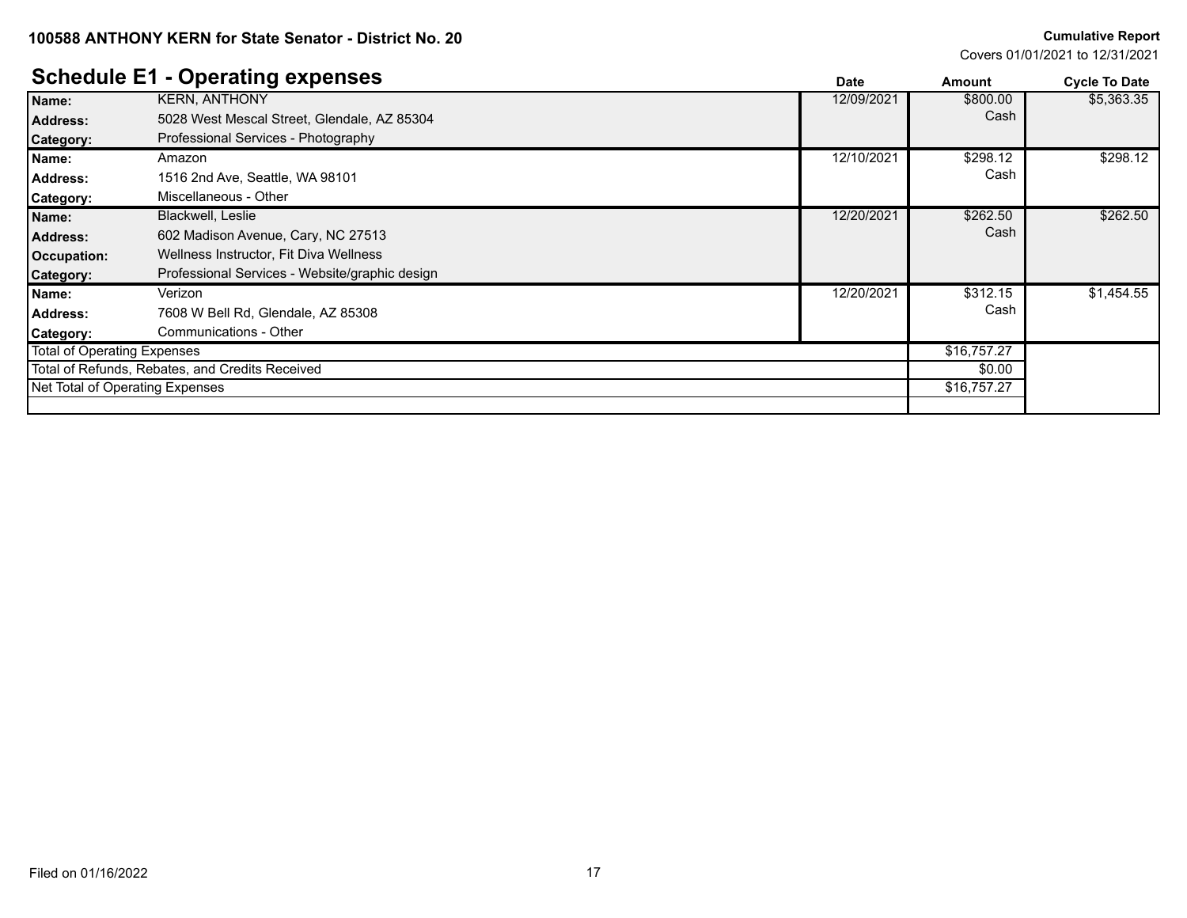**100588 ANTHONY KERN for State Senator - District No. 20**

**Cumulative Report**

Covers 01/01/2021 to 12/31/2021

## Schedule E1 - Operating expenses

| | | Date | Amount | Cycle To Date |
|---|---|---|---|---|
| **Name:** | KERN, ANTHONY | 12/09/2021 | $800.00 | $5,363.35 |
| **Address:** | 5028 West Mescal Street, Glendale, AZ 85304 | | Cash | |
| **Category:** | Professional Services - Photography | | | |
| **Name:** | Amazon | 12/10/2021 | $298.12 | $298.12 |
| **Address:** | 1516 2nd Ave, Seattle, WA 98101 | | Cash | |
| **Category:** | Miscellaneous - Other | | | |
| **Name:** | Blackwell, Leslie | 12/20/2021 | $262.50 | $262.50 |
| **Address:** | 602 Madison Avenue, Cary, NC 27513 | | Cash | |
| **Occupation:** | Wellness Instructor, Fit Diva Wellness | | | |
| **Category:** | Professional Services - Website/graphic design | | | |
| **Name:** | Verizon | 12/20/2021 | $312.15 | $1,454.55 |
| **Address:** | 7608 W Bell Rd, Glendale, AZ 85308 | | Cash | |
| **Category:** | Communications - Other | | | |
| Total of Operating Expenses | | | $16,757.27 | |
| Total of Refunds, Rebates, and Credits Received | | | $0.00 | |
| Net Total of Operating Expenses | | | $16,757.27 | |

Filed on 01/16/2022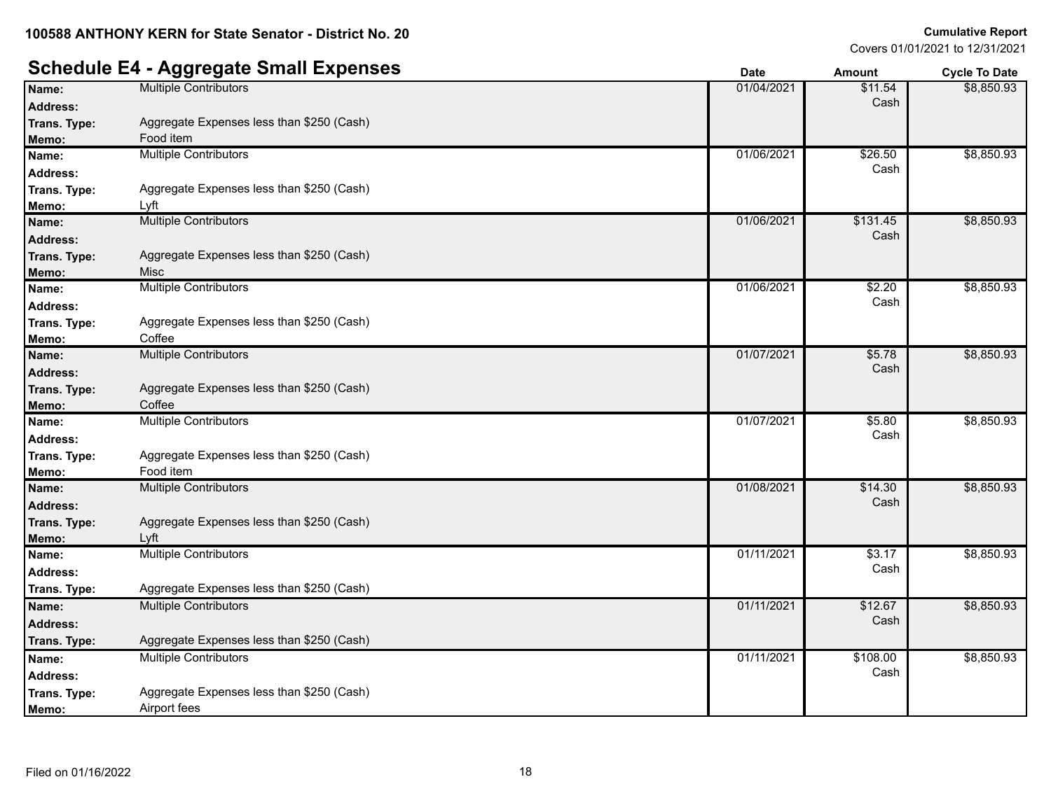100588 ANTHONY KERN for State Senator - District No. 20

**Cumulative Report**
Covers 01/01/2021 to 12/31/2021

## Schedule E4 - Aggregate Small Expenses

| | | Date | Amount | Cycle To Date |
|---|---|---|---|---|
| **Name:** | Multiple Contributors | 01/04/2021 | $11.54 Cash | $8,850.93 |
| **Address:** | | | | |
| **Trans. Type:** | Aggregate Expenses less than $250 (Cash) | | | |
| **Memo:** | Food item | | | |
| **Name:** | Multiple Contributors | 01/06/2021 | $26.50 Cash | $8,850.93 |
| **Address:** | | | | |
| **Trans. Type:** | Aggregate Expenses less than $250 (Cash) | | | |
| **Memo:** | Lyft | | | |
| **Name:** | Multiple Contributors | 01/06/2021 | $131.45 Cash | $8,850.93 |
| **Address:** | | | | |
| **Trans. Type:** | Aggregate Expenses less than $250 (Cash) | | | |
| **Memo:** | Misc | | | |
| **Name:** | Multiple Contributors | 01/06/2021 | $2.20 Cash | $8,850.93 |
| **Address:** | | | | |
| **Trans. Type:** | Aggregate Expenses less than $250 (Cash) | | | |
| **Memo:** | Coffee | | | |
| **Name:** | Multiple Contributors | 01/07/2021 | $5.78 Cash | $8,850.93 |
| **Address:** | | | | |
| **Trans. Type:** | Aggregate Expenses less than $250 (Cash) | | | |
| **Memo:** | Coffee | | | |
| **Name:** | Multiple Contributors | 01/07/2021 | $5.80 Cash | $8,850.93 |
| **Address:** | | | | |
| **Trans. Type:** | Aggregate Expenses less than $250 (Cash) | | | |
| **Memo:** | Food item | | | |
| **Name:** | Multiple Contributors | 01/08/2021 | $14.30 Cash | $8,850.93 |
| **Address:** | | | | |
| **Trans. Type:** | Aggregate Expenses less than $250 (Cash) | | | |
| **Memo:** | Lyft | | | |
| **Name:** | Multiple Contributors | 01/11/2021 | $3.17 Cash | $8,850.93 |
| **Address:** | | | | |
| **Trans. Type:** | Aggregate Expenses less than $250 (Cash) | | | |
| **Name:** | Multiple Contributors | 01/11/2021 | $12.67 Cash | $8,850.93 |
| **Address:** | | | | |
| **Trans. Type:** | Aggregate Expenses less than $250 (Cash) | | | |
| **Name:** | Multiple Contributors | 01/11/2021 | $108.00 Cash | $8,850.93 |
| **Address:** | | | | |
| **Trans. Type:** | Aggregate Expenses less than $250 (Cash) | | | |
| **Memo:** | Airport fees | | | |

Filed on 01/16/2022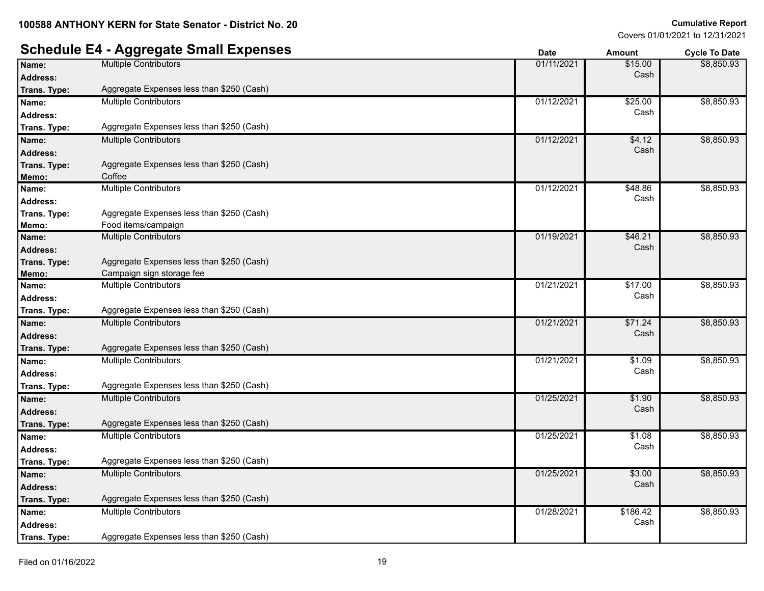100588 ANTHONY KERN for State Senator - District No. 20

**Cumulative Report**
Covers 01/01/2021 to 12/31/2021

## Schedule E4 - Aggregate Small Expenses

| | | Date | Amount | Cycle To Date |
|---|---|---|---|---|
| **Name:** | Multiple Contributors | 01/11/2021 | $15.00 Cash | $8,850.93 |
| **Address:** | | | | |
| **Trans. Type:** | Aggregate Expenses less than $250 (Cash) | | | |
| **Name:** | Multiple Contributors | 01/12/2021 | $25.00 Cash | $8,850.93 |
| **Address:** | | | | |
| **Trans. Type:** | Aggregate Expenses less than $250 (Cash) | | | |
| **Name:** | Multiple Contributors | 01/12/2021 | $4.12 Cash | $8,850.93 |
| **Address:** | | | | |
| **Trans. Type:** | Aggregate Expenses less than $250 (Cash) | | | |
| **Memo:** | Coffee | | | |
| **Name:** | Multiple Contributors | 01/12/2021 | $48.86 Cash | $8,850.93 |
| **Address:** | | | | |
| **Trans. Type:** | Aggregate Expenses less than $250 (Cash) | | | |
| **Memo:** | Food items/campaign | | | |
| **Name:** | Multiple Contributors | 01/19/2021 | $46.21 Cash | $8,850.93 |
| **Address:** | | | | |
| **Trans. Type:** | Aggregate Expenses less than $250 (Cash) | | | |
| **Memo:** | Campaign sign storage fee | | | |
| **Name:** | Multiple Contributors | 01/21/2021 | $17.00 Cash | $8,850.93 |
| **Address:** | | | | |
| **Trans. Type:** | Aggregate Expenses less than $250 (Cash) | | | |
| **Name:** | Multiple Contributors | 01/21/2021 | $71.24 Cash | $8,850.93 |
| **Address:** | | | | |
| **Trans. Type:** | Aggregate Expenses less than $250 (Cash) | | | |
| **Name:** | Multiple Contributors | 01/21/2021 | $1.09 Cash | $8,850.93 |
| **Address:** | | | | |
| **Trans. Type:** | Aggregate Expenses less than $250 (Cash) | | | |
| **Name:** | Multiple Contributors | 01/25/2021 | $1.90 Cash | $8,850.93 |
| **Address:** | | | | |
| **Trans. Type:** | Aggregate Expenses less than $250 (Cash) | | | |
| **Name:** | Multiple Contributors | 01/25/2021 | $1.08 Cash | $8,850.93 |
| **Address:** | | | | |
| **Trans. Type:** | Aggregate Expenses less than $250 (Cash) | | | |
| **Name:** | Multiple Contributors | 01/25/2021 | $3.00 Cash | $8,850.93 |
| **Address:** | | | | |
| **Trans. Type:** | Aggregate Expenses less than $250 (Cash) | | | |
| **Name:** | Multiple Contributors | 01/28/2021 | $186.42 Cash | $8,850.93 |
| **Address:** | | | | |
| **Trans. Type:** | Aggregate Expenses less than $250 (Cash) | | | |

Filed on 01/16/2022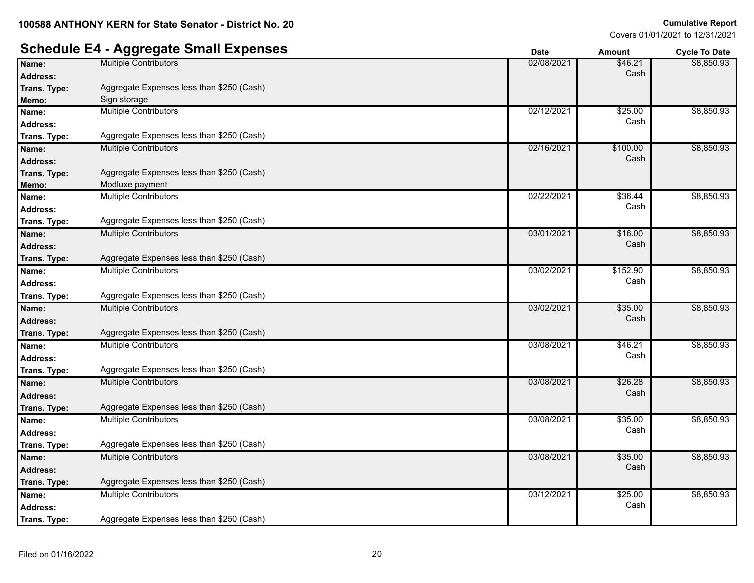**100588 ANTHONY KERN for State Senator - District No. 20**

**Cumulative Report**
Covers 01/01/2021 to 12/31/2021

## Schedule E4 - Aggregate Small Expenses

| Name | Address | Trans. Type | Memo | Date | Amount | Cycle To Date |
|---|---|---|---|---|---|---|
| Multiple Contributors | | Aggregate Expenses less than $250 (Cash) | Sign storage | 02/08/2021 | $46.21 Cash | $8,850.93 |
| Multiple Contributors | | Aggregate Expenses less than $250 (Cash) | | 02/12/2021 | $25.00 Cash | $8,850.93 |
| Multiple Contributors | | Aggregate Expenses less than $250 (Cash) | Modluxe payment | 02/16/2021 | $100.00 Cash | $8,850.93 |
| Multiple Contributors | | Aggregate Expenses less than $250 (Cash) | | 02/22/2021 | $36.44 Cash | $8,850.93 |
| Multiple Contributors | | Aggregate Expenses less than $250 (Cash) | | 03/01/2021 | $16.00 Cash | $8,850.93 |
| Multiple Contributors | | Aggregate Expenses less than $250 (Cash) | | 03/02/2021 | $152.90 Cash | $8,850.93 |
| Multiple Contributors | | Aggregate Expenses less than $250 (Cash) | | 03/02/2021 | $35.00 Cash | $8,850.93 |
| Multiple Contributors | | Aggregate Expenses less than $250 (Cash) | | 03/08/2021 | $46.21 Cash | $8,850.93 |
| Multiple Contributors | | Aggregate Expenses less than $250 (Cash) | | 03/08/2021 | $26.28 Cash | $8,850.93 |
| Multiple Contributors | | Aggregate Expenses less than $250 (Cash) | | 03/08/2021 | $35.00 Cash | $8,850.93 |
| Multiple Contributors | | Aggregate Expenses less than $250 (Cash) | | 03/08/2021 | $35.00 Cash | $8,850.93 |
| Multiple Contributors | | Aggregate Expenses less than $250 (Cash) | | 03/12/2021 | $25.00 Cash | $8,850.93 |

Filed on 01/16/2022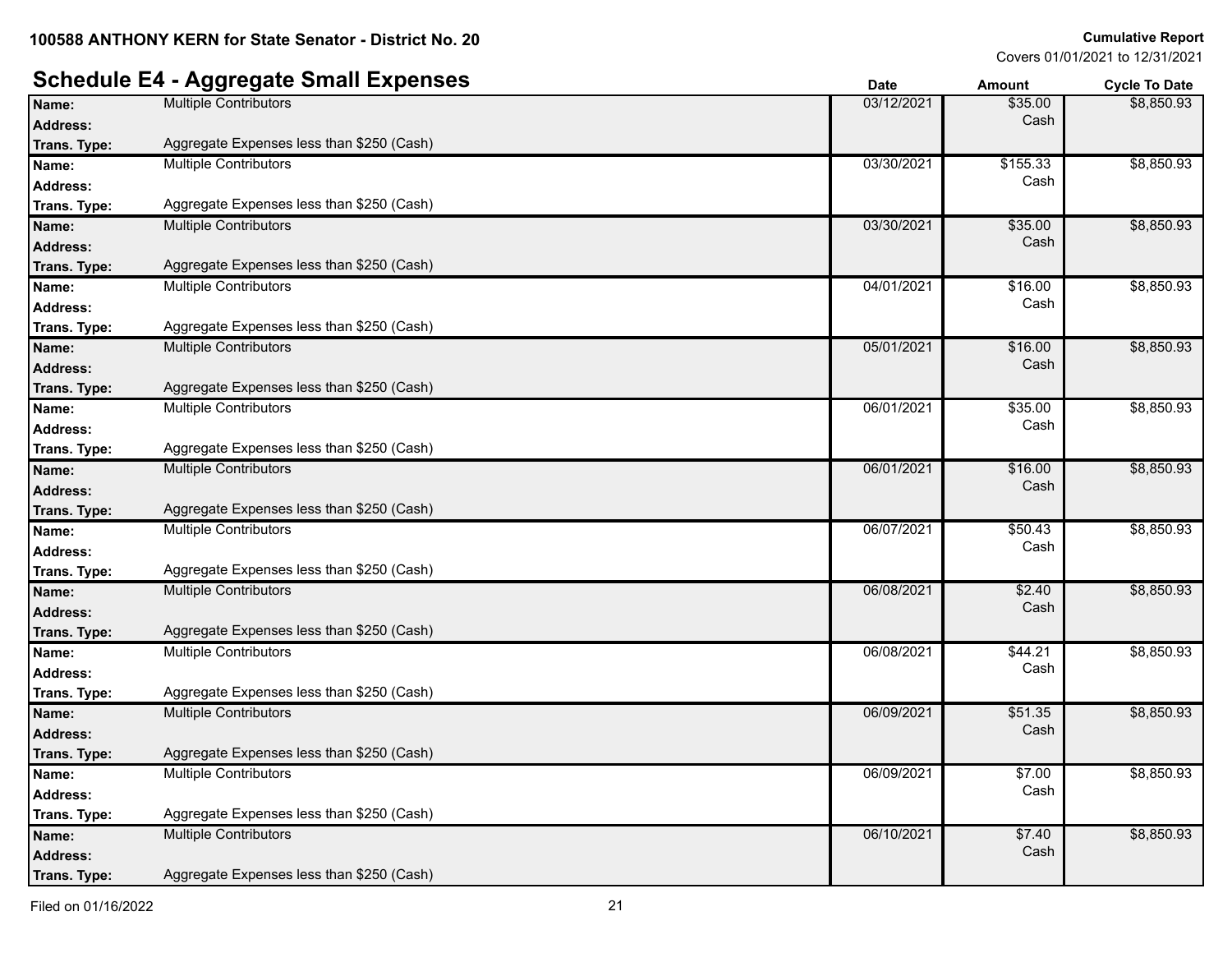100588 ANTHONY KERN for State Senator - District No. 20

**Cumulative Report**
Covers 01/01/2021 to 12/31/2021

## Schedule E4 - Aggregate Small Expenses

| Name | Address | Trans. Type | Date | Amount | Cycle To Date |
|---|---|---|---|---|---|
| Multiple Contributors | | Aggregate Expenses less than $250 (Cash) | 03/12/2021 | $35.00 Cash | $8,850.93 |
| Multiple Contributors | | Aggregate Expenses less than $250 (Cash) | 03/30/2021 | $155.33 Cash | $8,850.93 |
| Multiple Contributors | | Aggregate Expenses less than $250 (Cash) | 03/30/2021 | $35.00 Cash | $8,850.93 |
| Multiple Contributors | | Aggregate Expenses less than $250 (Cash) | 04/01/2021 | $16.00 Cash | $8,850.93 |
| Multiple Contributors | | Aggregate Expenses less than $250 (Cash) | 05/01/2021 | $16.00 Cash | $8,850.93 |
| Multiple Contributors | | Aggregate Expenses less than $250 (Cash) | 06/01/2021 | $35.00 Cash | $8,850.93 |
| Multiple Contributors | | Aggregate Expenses less than $250 (Cash) | 06/01/2021 | $16.00 Cash | $8,850.93 |
| Multiple Contributors | | Aggregate Expenses less than $250 (Cash) | 06/07/2021 | $50.43 Cash | $8,850.93 |
| Multiple Contributors | | Aggregate Expenses less than $250 (Cash) | 06/08/2021 | $2.40 Cash | $8,850.93 |
| Multiple Contributors | | Aggregate Expenses less than $250 (Cash) | 06/08/2021 | $44.21 Cash | $8,850.93 |
| Multiple Contributors | | Aggregate Expenses less than $250 (Cash) | 06/09/2021 | $51.35 Cash | $8,850.93 |
| Multiple Contributors | | Aggregate Expenses less than $250 (Cash) | 06/09/2021 | $7.00 Cash | $8,850.93 |
| Multiple Contributors | | Aggregate Expenses less than $250 (Cash) | 06/10/2021 | $7.40 Cash | $8,850.93 |

Filed on 01/16/2022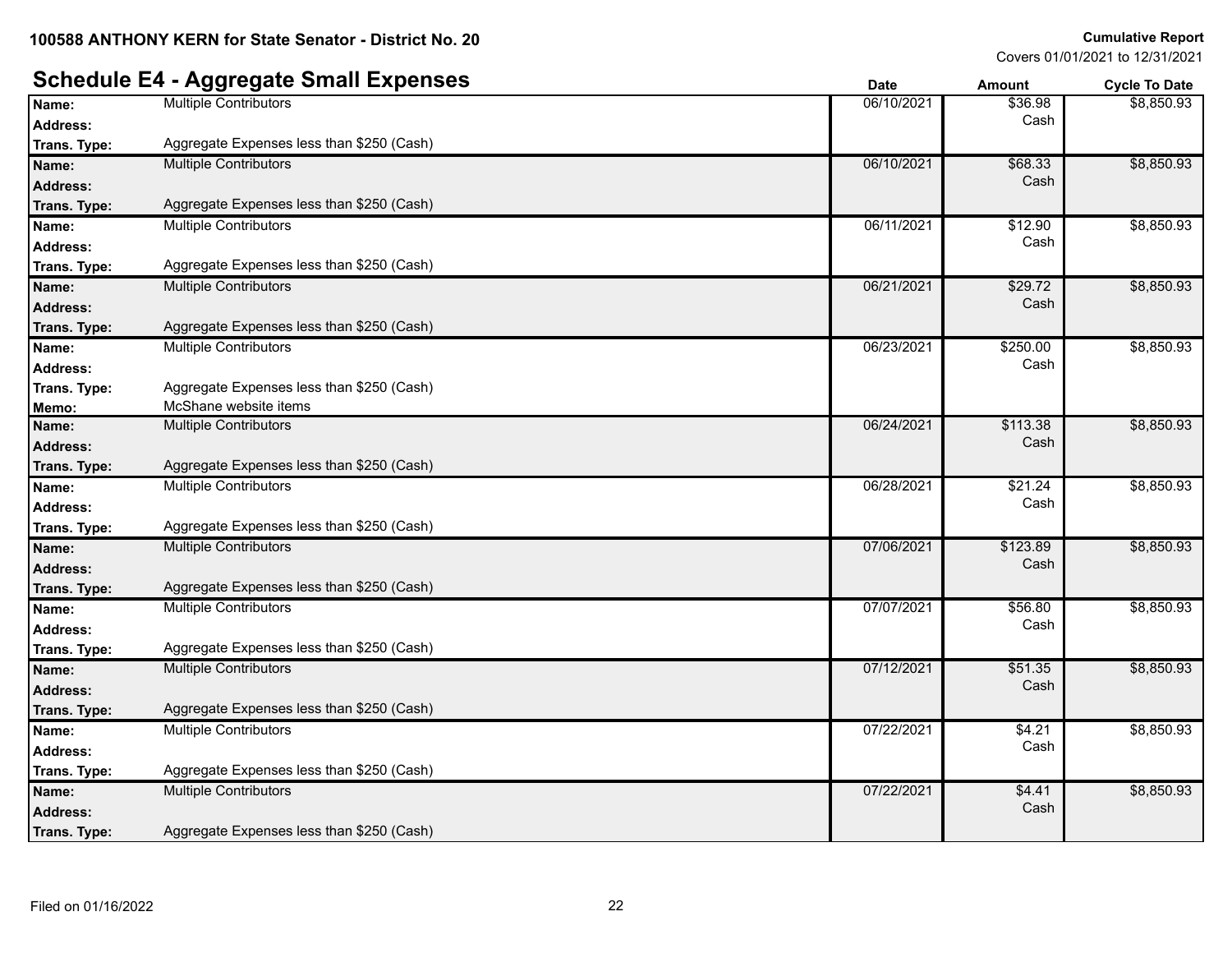100588 ANTHONY KERN for State Senator - District No. 20

**Cumulative Report**
Covers 01/01/2021 to 12/31/2021

## Schedule E4 - Aggregate Small Expenses

| | | Date | Amount | Cycle To Date |
|---|---|---|---|---|
| **Name:** | Multiple Contributors | 06/10/2021 | $36.98 | $8,850.93 |
| **Address:** | | | Cash | |
| **Trans. Type:** | Aggregate Expenses less than $250 (Cash) | | | |
| **Name:** | Multiple Contributors | 06/10/2021 | $68.33 | $8,850.93 |
| **Address:** | | | Cash | |
| **Trans. Type:** | Aggregate Expenses less than $250 (Cash) | | | |
| **Name:** | Multiple Contributors | 06/11/2021 | $12.90 | $8,850.93 |
| **Address:** | | | Cash | |
| **Trans. Type:** | Aggregate Expenses less than $250 (Cash) | | | |
| **Name:** | Multiple Contributors | 06/21/2021 | $29.72 | $8,850.93 |
| **Address:** | | | Cash | |
| **Trans. Type:** | Aggregate Expenses less than $250 (Cash) | | | |
| **Name:** | Multiple Contributors | 06/23/2021 | $250.00 | $8,850.93 |
| **Address:** | | | Cash | |
| **Trans. Type:** | Aggregate Expenses less than $250 (Cash) | | | |
| **Memo:** | McShane website items | | | |
| **Name:** | Multiple Contributors | 06/24/2021 | $113.38 | $8,850.93 |
| **Address:** | | | Cash | |
| **Trans. Type:** | Aggregate Expenses less than $250 (Cash) | | | |
| **Name:** | Multiple Contributors | 06/28/2021 | $21.24 | $8,850.93 |
| **Address:** | | | Cash | |
| **Trans. Type:** | Aggregate Expenses less than $250 (Cash) | | | |
| **Name:** | Multiple Contributors | 07/06/2021 | $123.89 | $8,850.93 |
| **Address:** | | | Cash | |
| **Trans. Type:** | Aggregate Expenses less than $250 (Cash) | | | |
| **Name:** | Multiple Contributors | 07/07/2021 | $56.80 | $8,850.93 |
| **Address:** | | | Cash | |
| **Trans. Type:** | Aggregate Expenses less than $250 (Cash) | | | |
| **Name:** | Multiple Contributors | 07/12/2021 | $51.35 | $8,850.93 |
| **Address:** | | | Cash | |
| **Trans. Type:** | Aggregate Expenses less than $250 (Cash) | | | |
| **Name:** | Multiple Contributors | 07/22/2021 | $4.21 | $8,850.93 |
| **Address:** | | | Cash | |
| **Trans. Type:** | Aggregate Expenses less than $250 (Cash) | | | |
| **Name:** | Multiple Contributors | 07/22/2021 | $4.41 | $8,850.93 |
| **Address:** | | | Cash | |
| **Trans. Type:** | Aggregate Expenses less than $250 (Cash) | | | |

Filed on 01/16/2022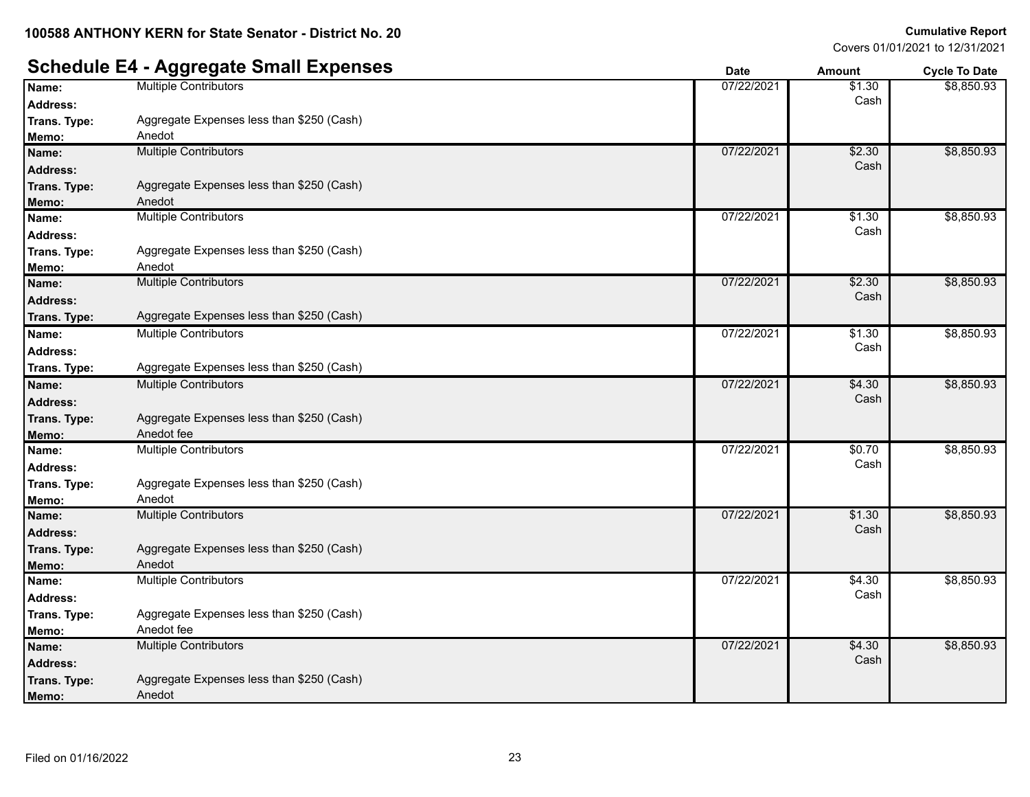## Schedule E4 - Aggregate Small Expenses

| Name | Address | Trans. Type | Memo | Date | Amount | Cycle To Date |
|---|---|---|---|---|---|---|
| Multiple Contributors | | Aggregate Expenses less than $250 (Cash) | Anedot | 07/22/2021 | $1.30 Cash | $8,850.93 |
| Multiple Contributors | | Aggregate Expenses less than $250 (Cash) | Anedot | 07/22/2021 | $2.30 Cash | $8,850.93 |
| Multiple Contributors | | Aggregate Expenses less than $250 (Cash) | Anedot | 07/22/2021 | $1.30 Cash | $8,850.93 |
| Multiple Contributors | | Aggregate Expenses less than $250 (Cash) | | 07/22/2021 | $2.30 Cash | $8,850.93 |
| Multiple Contributors | | Aggregate Expenses less than $250 (Cash) | | 07/22/2021 | $1.30 Cash | $8,850.93 |
| Multiple Contributors | | Aggregate Expenses less than $250 (Cash) | Anedot fee | 07/22/2021 | $4.30 Cash | $8,850.93 |
| Multiple Contributors | | Aggregate Expenses less than $250 (Cash) | Anedot | 07/22/2021 | $0.70 Cash | $8,850.93 |
| Multiple Contributors | | Aggregate Expenses less than $250 (Cash) | Anedot | 07/22/2021 | $1.30 Cash | $8,850.93 |
| Multiple Contributors | | Aggregate Expenses less than $250 (Cash) | Anedot fee | 07/22/2021 | $4.30 Cash | $8,850.93 |
| Multiple Contributors | | Aggregate Expenses less than $250 (Cash) | Anedot | 07/22/2021 | $4.30 Cash | $8,850.93 |

Filed on 01/16/2022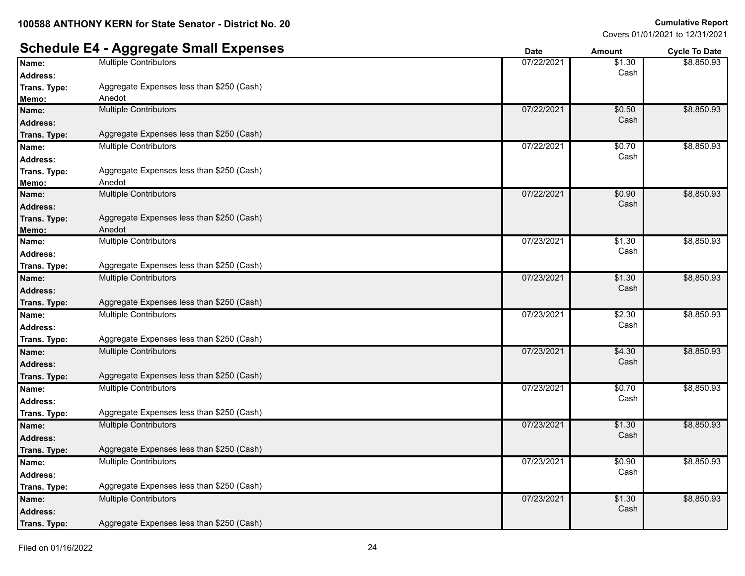**100588 ANTHONY KERN for State Senator - District No. 20**

**Cumulative Report**
Covers 01/01/2021 to 12/31/2021

## Schedule E4 - Aggregate Small Expenses

| Name | Address | Trans. Type | Memo | Date | Amount | Cycle To Date |
|---|---|---|---|---|---|---|
| Multiple Contributors | | Aggregate Expenses less than $250 (Cash) | Anedot | 07/22/2021 | $1.30 Cash | $8,850.93 |
| Multiple Contributors | | Aggregate Expenses less than $250 (Cash) | | 07/22/2021 | $0.50 Cash | $8,850.93 |
| Multiple Contributors | | Aggregate Expenses less than $250 (Cash) | Anedot | 07/22/2021 | $0.70 Cash | $8,850.93 |
| Multiple Contributors | | Aggregate Expenses less than $250 (Cash) | Anedot | 07/22/2021 | $0.90 Cash | $8,850.93 |
| Multiple Contributors | | Aggregate Expenses less than $250 (Cash) | | 07/23/2021 | $1.30 Cash | $8,850.93 |
| Multiple Contributors | | Aggregate Expenses less than $250 (Cash) | | 07/23/2021 | $1.30 Cash | $8,850.93 |
| Multiple Contributors | | Aggregate Expenses less than $250 (Cash) | | 07/23/2021 | $2.30 Cash | $8,850.93 |
| Multiple Contributors | | Aggregate Expenses less than $250 (Cash) | | 07/23/2021 | $4.30 Cash | $8,850.93 |
| Multiple Contributors | | Aggregate Expenses less than $250 (Cash) | | 07/23/2021 | $0.70 Cash | $8,850.93 |
| Multiple Contributors | | Aggregate Expenses less than $250 (Cash) | | 07/23/2021 | $1.30 Cash | $8,850.93 |
| Multiple Contributors | | Aggregate Expenses less than $250 (Cash) | | 07/23/2021 | $0.90 Cash | $8,850.93 |
| Multiple Contributors | | Aggregate Expenses less than $250 (Cash) | | 07/23/2021 | $1.30 Cash | $8,850.93 |

Filed on 01/16/2022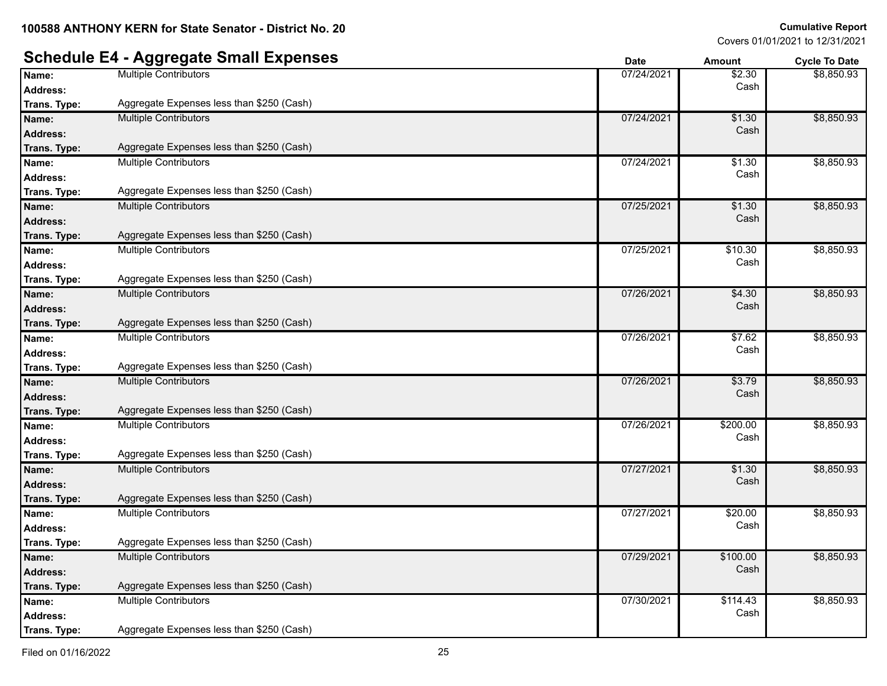**100588 ANTHONY KERN for State Senator - District No. 20**

**Cumulative Report**
Covers 01/01/2021 to 12/31/2021

## Schedule E4 - Aggregate Small Expenses

| Name / Address / Trans. Type | Date | Amount | Cycle To Date |
|---|---|---|---|
| **Name:** Multiple Contributors<br>**Address:**<br>**Trans. Type:** Aggregate Expenses less than $250 (Cash) | 07/24/2021 | $2.30 Cash | $8,850.93 |
| **Name:** Multiple Contributors<br>**Address:**<br>**Trans. Type:** Aggregate Expenses less than $250 (Cash) | 07/24/2021 | $1.30 Cash | $8,850.93 |
| **Name:** Multiple Contributors<br>**Address:**<br>**Trans. Type:** Aggregate Expenses less than $250 (Cash) | 07/24/2021 | $1.30 Cash | $8,850.93 |
| **Name:** Multiple Contributors<br>**Address:**<br>**Trans. Type:** Aggregate Expenses less than $250 (Cash) | 07/25/2021 | $1.30 Cash | $8,850.93 |
| **Name:** Multiple Contributors<br>**Address:**<br>**Trans. Type:** Aggregate Expenses less than $250 (Cash) | 07/25/2021 | $10.30 Cash | $8,850.93 |
| **Name:** Multiple Contributors<br>**Address:**<br>**Trans. Type:** Aggregate Expenses less than $250 (Cash) | 07/26/2021 | $4.30 Cash | $8,850.93 |
| **Name:** Multiple Contributors<br>**Address:**<br>**Trans. Type:** Aggregate Expenses less than $250 (Cash) | 07/26/2021 | $7.62 Cash | $8,850.93 |
| **Name:** Multiple Contributors<br>**Address:**<br>**Trans. Type:** Aggregate Expenses less than $250 (Cash) | 07/26/2021 | $3.79 Cash | $8,850.93 |
| **Name:** Multiple Contributors<br>**Address:**<br>**Trans. Type:** Aggregate Expenses less than $250 (Cash) | 07/26/2021 | $200.00 Cash | $8,850.93 |
| **Name:** Multiple Contributors<br>**Address:**<br>**Trans. Type:** Aggregate Expenses less than $250 (Cash) | 07/27/2021 | $1.30 Cash | $8,850.93 |
| **Name:** Multiple Contributors<br>**Address:**<br>**Trans. Type:** Aggregate Expenses less than $250 (Cash) | 07/27/2021 | $20.00 Cash | $8,850.93 |
| **Name:** Multiple Contributors<br>**Address:**<br>**Trans. Type:** Aggregate Expenses less than $250 (Cash) | 07/29/2021 | $100.00 Cash | $8,850.93 |
| **Name:** Multiple Contributors<br>**Address:**<br>**Trans. Type:** Aggregate Expenses less than $250 (Cash) | 07/30/2021 | $114.43 Cash | $8,850.93 |

Filed on 01/16/2022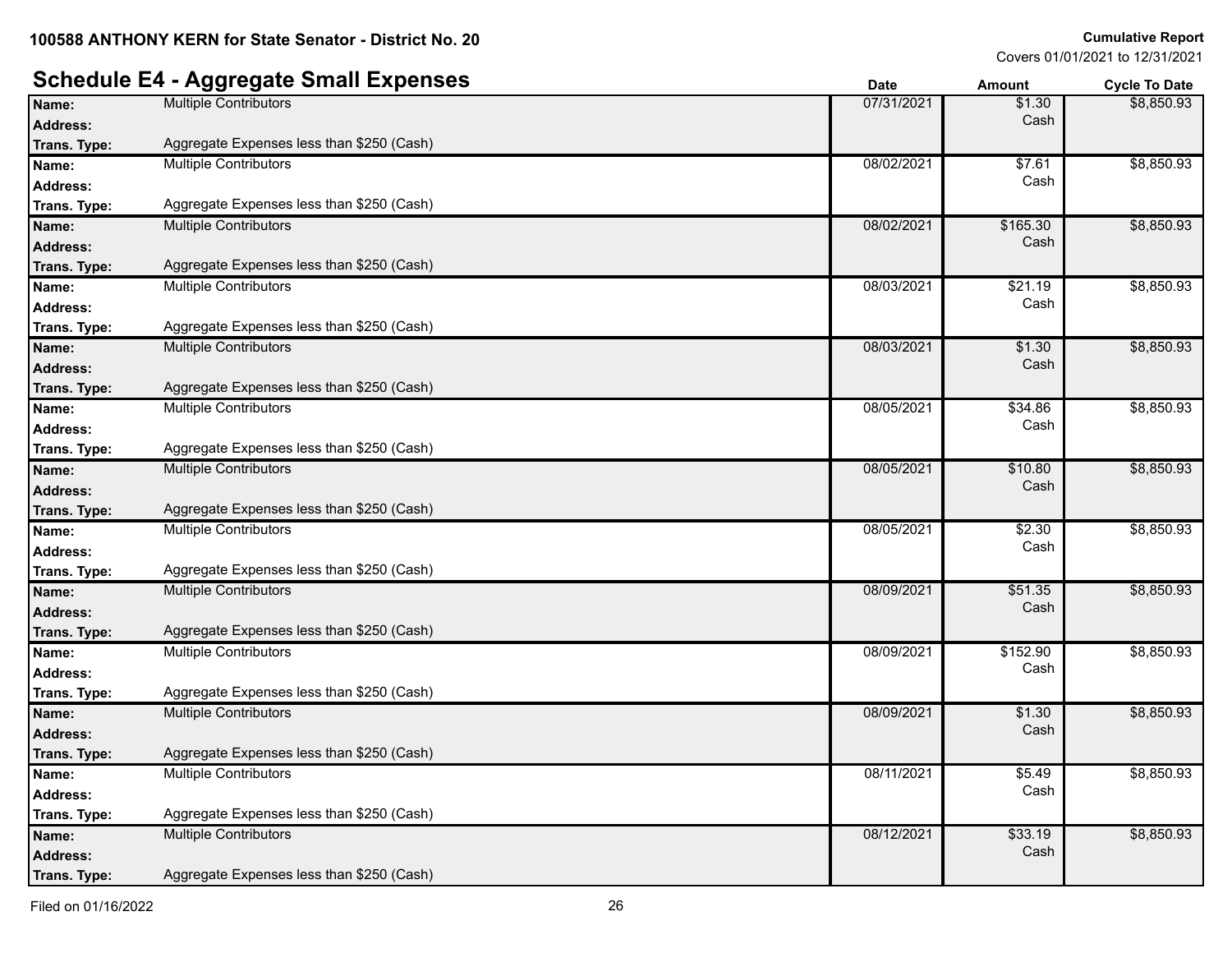**100588 ANTHONY KERN for State Senator - District No. 20**

**Cumulative Report**
Covers 01/01/2021 to 12/31/2021

## Schedule E4 - Aggregate Small Expenses

| Name / Address / Trans. Type | Date | Amount | Cycle To Date |
|---|---|---|---|
| **Name:** Multiple Contributors<br>**Address:**<br>**Trans. Type:** Aggregate Expenses less than $250 (Cash) | 07/31/2021 | $1.30<br>Cash | $8,850.93 |
| **Name:** Multiple Contributors<br>**Address:**<br>**Trans. Type:** Aggregate Expenses less than $250 (Cash) | 08/02/2021 | $7.61<br>Cash | $8,850.93 |
| **Name:** Multiple Contributors<br>**Address:**<br>**Trans. Type:** Aggregate Expenses less than $250 (Cash) | 08/02/2021 | $165.30<br>Cash | $8,850.93 |
| **Name:** Multiple Contributors<br>**Address:**<br>**Trans. Type:** Aggregate Expenses less than $250 (Cash) | 08/03/2021 | $21.19<br>Cash | $8,850.93 |
| **Name:** Multiple Contributors<br>**Address:**<br>**Trans. Type:** Aggregate Expenses less than $250 (Cash) | 08/03/2021 | $1.30<br>Cash | $8,850.93 |
| **Name:** Multiple Contributors<br>**Address:**<br>**Trans. Type:** Aggregate Expenses less than $250 (Cash) | 08/05/2021 | $34.86<br>Cash | $8,850.93 |
| **Name:** Multiple Contributors<br>**Address:**<br>**Trans. Type:** Aggregate Expenses less than $250 (Cash) | 08/05/2021 | $10.80<br>Cash | $8,850.93 |
| **Name:** Multiple Contributors<br>**Address:**<br>**Trans. Type:** Aggregate Expenses less than $250 (Cash) | 08/05/2021 | $2.30<br>Cash | $8,850.93 |
| **Name:** Multiple Contributors<br>**Address:**<br>**Trans. Type:** Aggregate Expenses less than $250 (Cash) | 08/09/2021 | $51.35<br>Cash | $8,850.93 |
| **Name:** Multiple Contributors<br>**Address:**<br>**Trans. Type:** Aggregate Expenses less than $250 (Cash) | 08/09/2021 | $152.90<br>Cash | $8,850.93 |
| **Name:** Multiple Contributors<br>**Address:**<br>**Trans. Type:** Aggregate Expenses less than $250 (Cash) | 08/09/2021 | $1.30<br>Cash | $8,850.93 |
| **Name:** Multiple Contributors<br>**Address:**<br>**Trans. Type:** Aggregate Expenses less than $250 (Cash) | 08/11/2021 | $5.49<br>Cash | $8,850.93 |
| **Name:** Multiple Contributors<br>**Address:**<br>**Trans. Type:** Aggregate Expenses less than $250 (Cash) | 08/12/2021 | $33.19<br>Cash | $8,850.93 |

Filed on 01/16/2022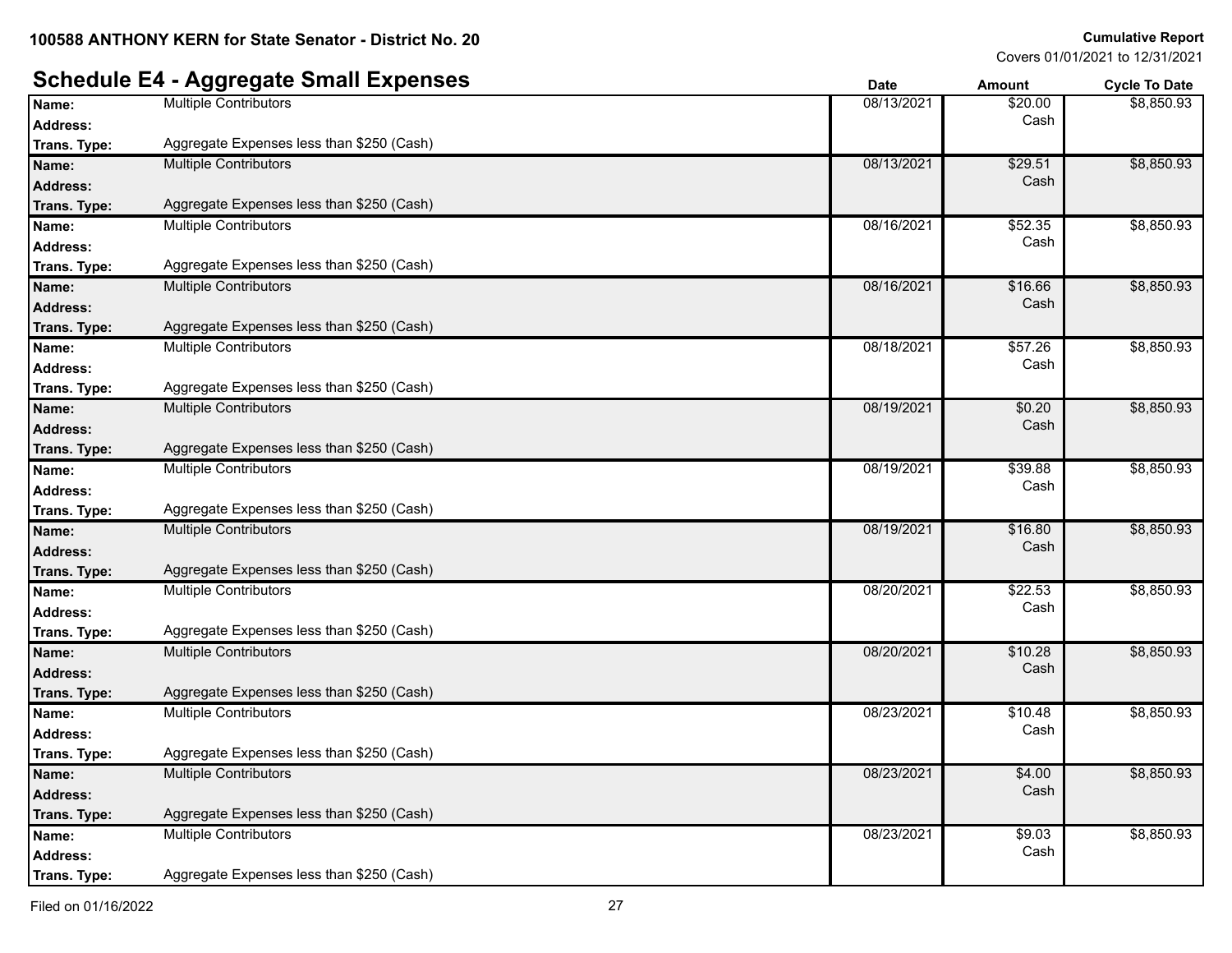## Schedule E4 - Aggregate Small Expenses

| Name / Address / Trans. Type | Date | Amount | Cycle To Date |
| --- | --- | --- | --- |
| **Name:** Multiple Contributors<br>**Address:**<br>**Trans. Type:** Aggregate Expenses less than $250 (Cash) | 08/13/2021 | $20.00 Cash | $8,850.93 |
| **Name:** Multiple Contributors<br>**Address:**<br>**Trans. Type:** Aggregate Expenses less than $250 (Cash) | 08/13/2021 | $29.51 Cash | $8,850.93 |
| **Name:** Multiple Contributors<br>**Address:**<br>**Trans. Type:** Aggregate Expenses less than $250 (Cash) | 08/16/2021 | $52.35 Cash | $8,850.93 |
| **Name:** Multiple Contributors<br>**Address:**<br>**Trans. Type:** Aggregate Expenses less than $250 (Cash) | 08/16/2021 | $16.66 Cash | $8,850.93 |
| **Name:** Multiple Contributors<br>**Address:**<br>**Trans. Type:** Aggregate Expenses less than $250 (Cash) | 08/18/2021 | $57.26 Cash | $8,850.93 |
| **Name:** Multiple Contributors<br>**Address:**<br>**Trans. Type:** Aggregate Expenses less than $250 (Cash) | 08/19/2021 | $0.20 Cash | $8,850.93 |
| **Name:** Multiple Contributors<br>**Address:**<br>**Trans. Type:** Aggregate Expenses less than $250 (Cash) | 08/19/2021 | $39.88 Cash | $8,850.93 |
| **Name:** Multiple Contributors<br>**Address:**<br>**Trans. Type:** Aggregate Expenses less than $250 (Cash) | 08/19/2021 | $16.80 Cash | $8,850.93 |
| **Name:** Multiple Contributors<br>**Address:**<br>**Trans. Type:** Aggregate Expenses less than $250 (Cash) | 08/20/2021 | $22.53 Cash | $8,850.93 |
| **Name:** Multiple Contributors<br>**Address:**<br>**Trans. Type:** Aggregate Expenses less than $250 (Cash) | 08/20/2021 | $10.28 Cash | $8,850.93 |
| **Name:** Multiple Contributors<br>**Address:**<br>**Trans. Type:** Aggregate Expenses less than $250 (Cash) | 08/23/2021 | $10.48 Cash | $8,850.93 |
| **Name:** Multiple Contributors<br>**Address:**<br>**Trans. Type:** Aggregate Expenses less than $250 (Cash) | 08/23/2021 | $4.00 Cash | $8,850.93 |
| **Name:** Multiple Contributors<br>**Address:**<br>**Trans. Type:** Aggregate Expenses less than $250 (Cash) | 08/23/2021 | $9.03 Cash | $8,850.93 |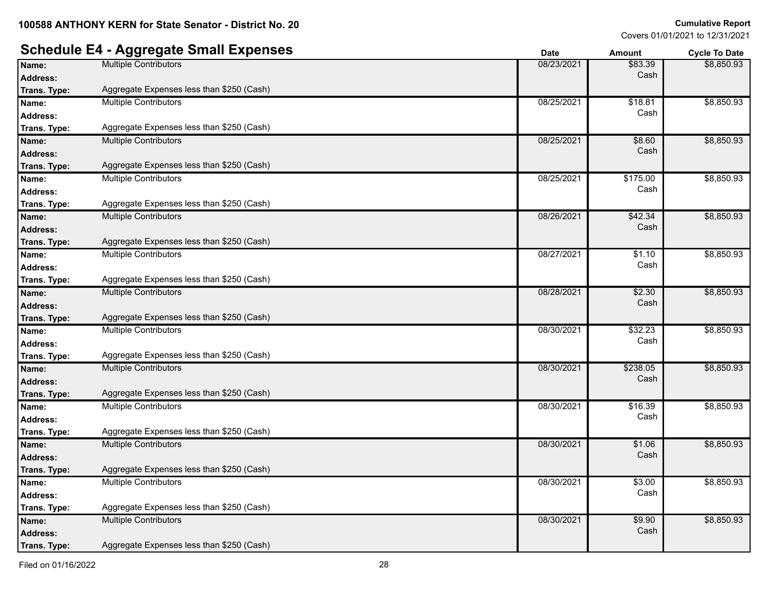100588 ANTHONY KERN for State Senator - District No. 20

**Cumulative Report**
Covers 01/01/2021 to 12/31/2021

## Schedule E4 - Aggregate Small Expenses

| | | Date | Amount | Cycle To Date |
|---|---|---|---|---|
| **Name:** | Multiple Contributors | 08/23/2021 | $83.39 Cash | $8,850.93 |
| **Address:** | | | | |
| **Trans. Type:** | Aggregate Expenses less than $250 (Cash) | | | |
| **Name:** | Multiple Contributors | 08/25/2021 | $18.81 Cash | $8,850.93 |
| **Address:** | | | | |
| **Trans. Type:** | Aggregate Expenses less than $250 (Cash) | | | |
| **Name:** | Multiple Contributors | 08/25/2021 | $8.60 Cash | $8,850.93 |
| **Address:** | | | | |
| **Trans. Type:** | Aggregate Expenses less than $250 (Cash) | | | |
| **Name:** | Multiple Contributors | 08/25/2021 | $175.00 Cash | $8,850.93 |
| **Address:** | | | | |
| **Trans. Type:** | Aggregate Expenses less than $250 (Cash) | | | |
| **Name:** | Multiple Contributors | 08/26/2021 | $42.34 Cash | $8,850.93 |
| **Address:** | | | | |
| **Trans. Type:** | Aggregate Expenses less than $250 (Cash) | | | |
| **Name:** | Multiple Contributors | 08/27/2021 | $1.10 Cash | $8,850.93 |
| **Address:** | | | | |
| **Trans. Type:** | Aggregate Expenses less than $250 (Cash) | | | |
| **Name:** | Multiple Contributors | 08/28/2021 | $2.30 Cash | $8,850.93 |
| **Address:** | | | | |
| **Trans. Type:** | Aggregate Expenses less than $250 (Cash) | | | |
| **Name:** | Multiple Contributors | 08/30/2021 | $32.23 Cash | $8,850.93 |
| **Address:** | | | | |
| **Trans. Type:** | Aggregate Expenses less than $250 (Cash) | | | |
| **Name:** | Multiple Contributors | 08/30/2021 | $238.05 Cash | $8,850.93 |
| **Address:** | | | | |
| **Trans. Type:** | Aggregate Expenses less than $250 (Cash) | | | |
| **Name:** | Multiple Contributors | 08/30/2021 | $16.39 Cash | $8,850.93 |
| **Address:** | | | | |
| **Trans. Type:** | Aggregate Expenses less than $250 (Cash) | | | |
| **Name:** | Multiple Contributors | 08/30/2021 | $1.06 Cash | $8,850.93 |
| **Address:** | | | | |
| **Trans. Type:** | Aggregate Expenses less than $250 (Cash) | | | |
| **Name:** | Multiple Contributors | 08/30/2021 | $3.00 Cash | $8,850.93 |
| **Address:** | | | | |
| **Trans. Type:** | Aggregate Expenses less than $250 (Cash) | | | |
| **Name:** | Multiple Contributors | 08/30/2021 | $9.90 Cash | $8,850.93 |
| **Address:** | | | | |
| **Trans. Type:** | Aggregate Expenses less than $250 (Cash) | | | |

Filed on 01/16/2022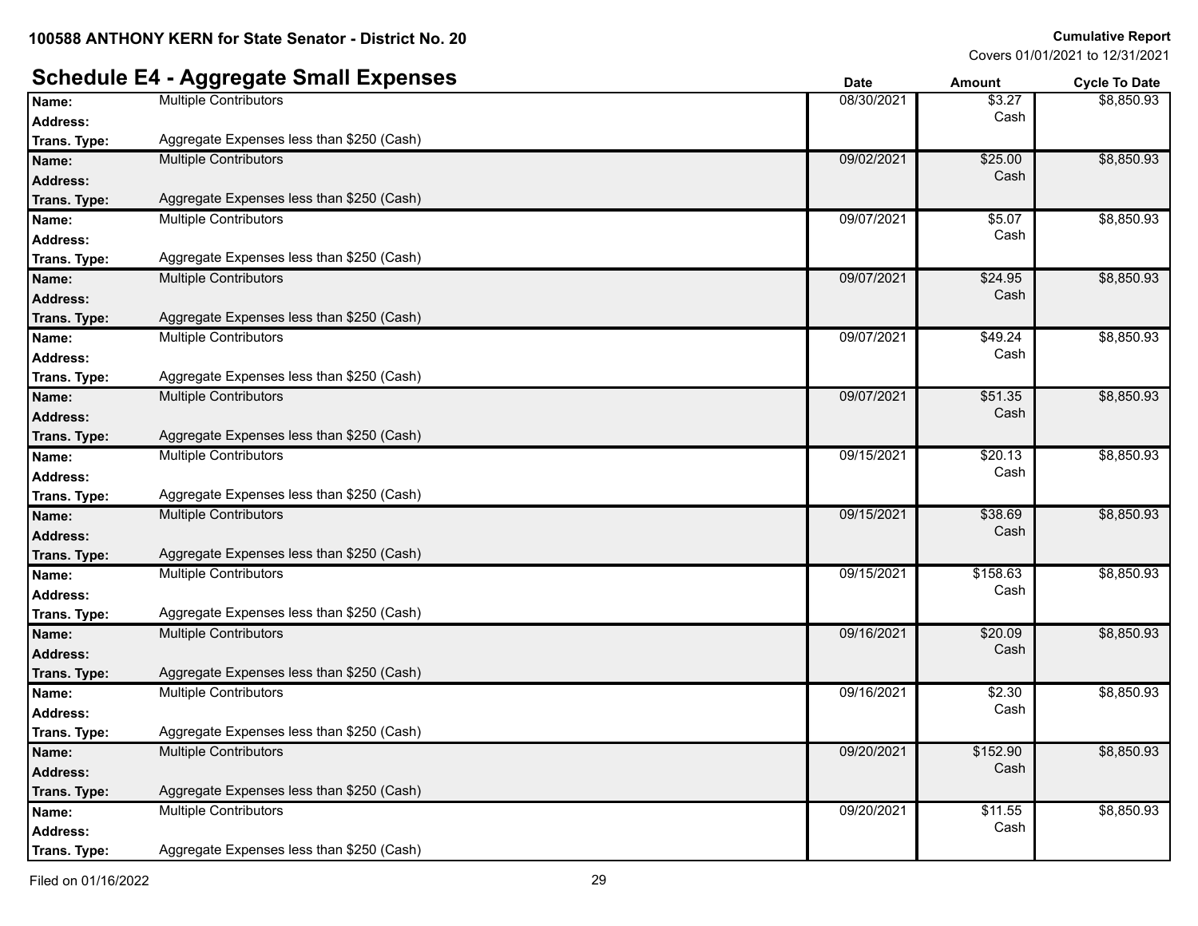## Schedule E4 - Aggregate Small Expenses

| Name / Address / Trans. Type | Date | Amount | Cycle To Date |
|---|---|---|---|
| **Name:** Multiple Contributors<br>**Address:**<br>**Trans. Type:** Aggregate Expenses less than $250 (Cash) | 08/30/2021 | $3.27<br>Cash | $8,850.93 |
| **Name:** Multiple Contributors<br>**Address:**<br>**Trans. Type:** Aggregate Expenses less than $250 (Cash) | 09/02/2021 | $25.00<br>Cash | $8,850.93 |
| **Name:** Multiple Contributors<br>**Address:**<br>**Trans. Type:** Aggregate Expenses less than $250 (Cash) | 09/07/2021 | $5.07<br>Cash | $8,850.93 |
| **Name:** Multiple Contributors<br>**Address:**<br>**Trans. Type:** Aggregate Expenses less than $250 (Cash) | 09/07/2021 | $24.95<br>Cash | $8,850.93 |
| **Name:** Multiple Contributors<br>**Address:**<br>**Trans. Type:** Aggregate Expenses less than $250 (Cash) | 09/07/2021 | $49.24<br>Cash | $8,850.93 |
| **Name:** Multiple Contributors<br>**Address:**<br>**Trans. Type:** Aggregate Expenses less than $250 (Cash) | 09/07/2021 | $51.35<br>Cash | $8,850.93 |
| **Name:** Multiple Contributors<br>**Address:**<br>**Trans. Type:** Aggregate Expenses less than $250 (Cash) | 09/15/2021 | $20.13<br>Cash | $8,850.93 |
| **Name:** Multiple Contributors<br>**Address:**<br>**Trans. Type:** Aggregate Expenses less than $250 (Cash) | 09/15/2021 | $38.69<br>Cash | $8,850.93 |
| **Name:** Multiple Contributors<br>**Address:**<br>**Trans. Type:** Aggregate Expenses less than $250 (Cash) | 09/15/2021 | $158.63<br>Cash | $8,850.93 |
| **Name:** Multiple Contributors<br>**Address:**<br>**Trans. Type:** Aggregate Expenses less than $250 (Cash) | 09/16/2021 | $20.09<br>Cash | $8,850.93 |
| **Name:** Multiple Contributors<br>**Address:**<br>**Trans. Type:** Aggregate Expenses less than $250 (Cash) | 09/16/2021 | $2.30<br>Cash | $8,850.93 |
| **Name:** Multiple Contributors<br>**Address:**<br>**Trans. Type:** Aggregate Expenses less than $250 (Cash) | 09/20/2021 | $152.90<br>Cash | $8,850.93 |
| **Name:** Multiple Contributors<br>**Address:**<br>**Trans. Type:** Aggregate Expenses less than $250 (Cash) | 09/20/2021 | $11.55<br>Cash | $8,850.93 |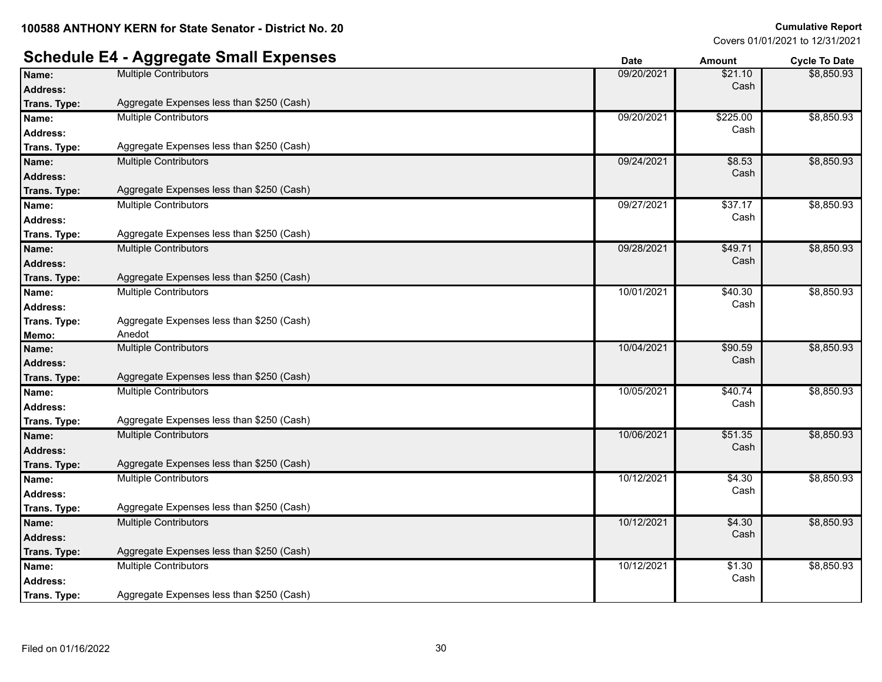100588 ANTHONY KERN for State Senator - District No. 20

**Cumulative Report**
Covers 01/01/2021 to 12/31/2021

## Schedule E4 - Aggregate Small Expenses

| Name | Address | Trans. Type | Memo | Date | Amount | Cycle To Date |
|---|---|---|---|---|---|---|
| Multiple Contributors | | Aggregate Expenses less than $250 (Cash) | | 09/20/2021 | $21.10 Cash | $8,850.93 |
| Multiple Contributors | | Aggregate Expenses less than $250 (Cash) | | 09/20/2021 | $225.00 Cash | $8,850.93 |
| Multiple Contributors | | Aggregate Expenses less than $250 (Cash) | | 09/24/2021 | $8.53 Cash | $8,850.93 |
| Multiple Contributors | | Aggregate Expenses less than $250 (Cash) | | 09/27/2021 | $37.17 Cash | $8,850.93 |
| Multiple Contributors | | Aggregate Expenses less than $250 (Cash) | | 09/28/2021 | $49.71 Cash | $8,850.93 |
| Multiple Contributors | | Aggregate Expenses less than $250 (Cash) | Anedot | 10/01/2021 | $40.30 Cash | $8,850.93 |
| Multiple Contributors | | Aggregate Expenses less than $250 (Cash) | | 10/04/2021 | $90.59 Cash | $8,850.93 |
| Multiple Contributors | | Aggregate Expenses less than $250 (Cash) | | 10/05/2021 | $40.74 Cash | $8,850.93 |
| Multiple Contributors | | Aggregate Expenses less than $250 (Cash) | | 10/06/2021 | $51.35 Cash | $8,850.93 |
| Multiple Contributors | | Aggregate Expenses less than $250 (Cash) | | 10/12/2021 | $4.30 Cash | $8,850.93 |
| Multiple Contributors | | Aggregate Expenses less than $250 (Cash) | | 10/12/2021 | $4.30 Cash | $8,850.93 |
| Multiple Contributors | | Aggregate Expenses less than $250 (Cash) | | 10/12/2021 | $1.30 Cash | $8,850.93 |

Filed on 01/16/2022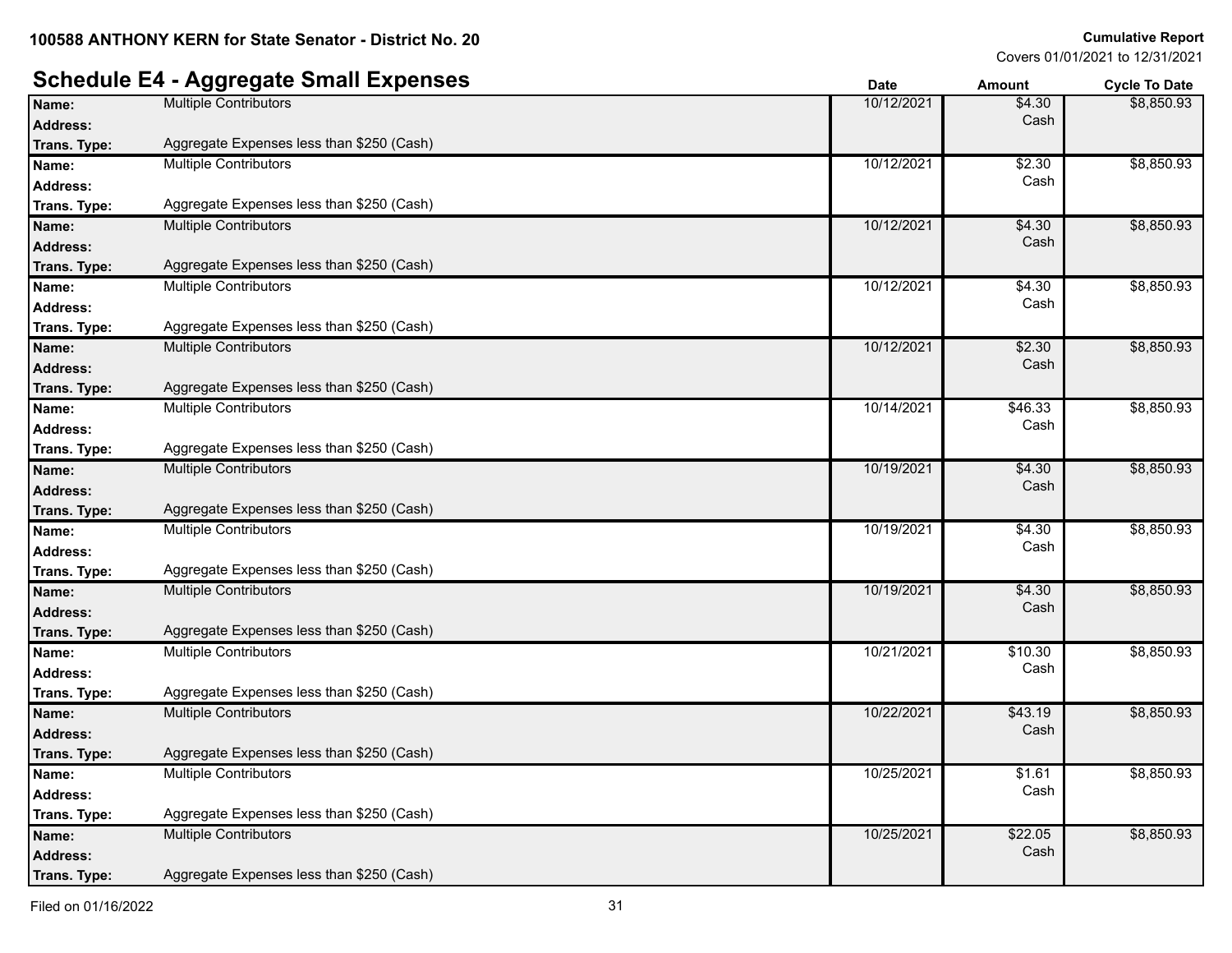100588 ANTHONY KERN for State Senator - District No. 20

**Cumulative Report**
Covers 01/01/2021 to 12/31/2021

## Schedule E4 - Aggregate Small Expenses

| Name / Address / Trans. Type | Date | Amount | Cycle To Date |
|---|---|---|---|
| Name: Multiple Contributors<br>Address:<br>Trans. Type: Aggregate Expenses less than $250 (Cash) | 10/12/2021 | $4.30 Cash | $8,850.93 |
| Name: Multiple Contributors<br>Address:<br>Trans. Type: Aggregate Expenses less than $250 (Cash) | 10/12/2021 | $2.30 Cash | $8,850.93 |
| Name: Multiple Contributors<br>Address:<br>Trans. Type: Aggregate Expenses less than $250 (Cash) | 10/12/2021 | $4.30 Cash | $8,850.93 |
| Name: Multiple Contributors<br>Address:<br>Trans. Type: Aggregate Expenses less than $250 (Cash) | 10/12/2021 | $4.30 Cash | $8,850.93 |
| Name: Multiple Contributors<br>Address:<br>Trans. Type: Aggregate Expenses less than $250 (Cash) | 10/12/2021 | $2.30 Cash | $8,850.93 |
| Name: Multiple Contributors<br>Address:<br>Trans. Type: Aggregate Expenses less than $250 (Cash) | 10/14/2021 | $46.33 Cash | $8,850.93 |
| Name: Multiple Contributors<br>Address:<br>Trans. Type: Aggregate Expenses less than $250 (Cash) | 10/19/2021 | $4.30 Cash | $8,850.93 |
| Name: Multiple Contributors<br>Address:<br>Trans. Type: Aggregate Expenses less than $250 (Cash) | 10/19/2021 | $4.30 Cash | $8,850.93 |
| Name: Multiple Contributors<br>Address:<br>Trans. Type: Aggregate Expenses less than $250 (Cash) | 10/19/2021 | $4.30 Cash | $8,850.93 |
| Name: Multiple Contributors<br>Address:<br>Trans. Type: Aggregate Expenses less than $250 (Cash) | 10/21/2021 | $10.30 Cash | $8,850.93 |
| Name: Multiple Contributors<br>Address:<br>Trans. Type: Aggregate Expenses less than $250 (Cash) | 10/22/2021 | $43.19 Cash | $8,850.93 |
| Name: Multiple Contributors<br>Address:<br>Trans. Type: Aggregate Expenses less than $250 (Cash) | 10/25/2021 | $1.61 Cash | $8,850.93 |
| Name: Multiple Contributors<br>Address:<br>Trans. Type: Aggregate Expenses less than $250 (Cash) | 10/25/2021 | $22.05 Cash | $8,850.93 |

Filed on 01/16/2022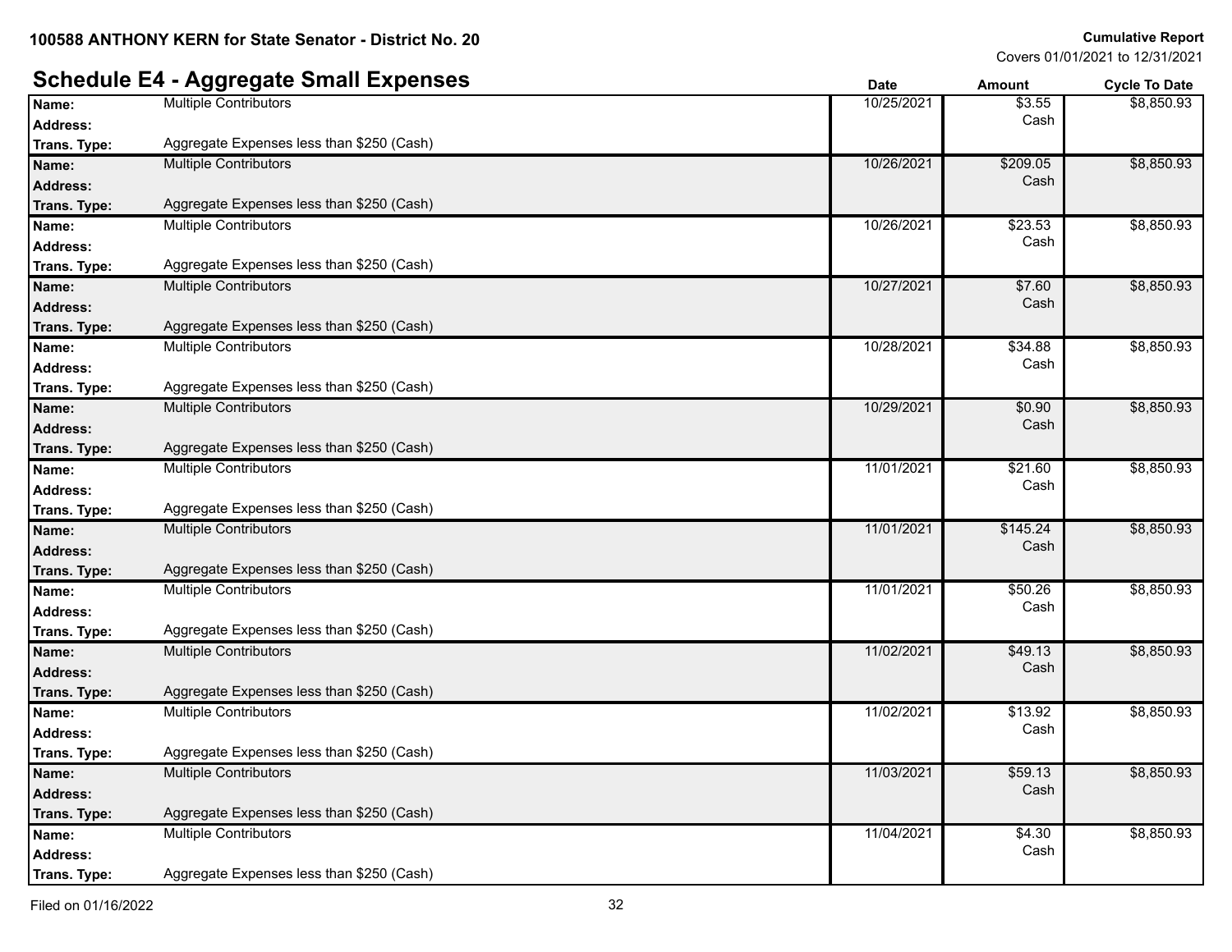**100588 ANTHONY KERN for State Senator - District No. 20**

**Cumulative Report**
Covers 01/01/2021 to 12/31/2021

## Schedule E4 - Aggregate Small Expenses

| Name / Address / Trans. Type | Date | Amount | Cycle To Date |
|---|---|---|---|
| **Name:** Multiple Contributors<br>**Address:**<br>**Trans. Type:** Aggregate Expenses less than $250 (Cash) | 10/25/2021 | $3.55<br>Cash | $8,850.93 |
| **Name:** Multiple Contributors<br>**Address:**<br>**Trans. Type:** Aggregate Expenses less than $250 (Cash) | 10/26/2021 | $209.05<br>Cash | $8,850.93 |
| **Name:** Multiple Contributors<br>**Address:**<br>**Trans. Type:** Aggregate Expenses less than $250 (Cash) | 10/26/2021 | $23.53<br>Cash | $8,850.93 |
| **Name:** Multiple Contributors<br>**Address:**<br>**Trans. Type:** Aggregate Expenses less than $250 (Cash) | 10/27/2021 | $7.60<br>Cash | $8,850.93 |
| **Name:** Multiple Contributors<br>**Address:**<br>**Trans. Type:** Aggregate Expenses less than $250 (Cash) | 10/28/2021 | $34.88<br>Cash | $8,850.93 |
| **Name:** Multiple Contributors<br>**Address:**<br>**Trans. Type:** Aggregate Expenses less than $250 (Cash) | 10/29/2021 | $0.90<br>Cash | $8,850.93 |
| **Name:** Multiple Contributors<br>**Address:**<br>**Trans. Type:** Aggregate Expenses less than $250 (Cash) | 11/01/2021 | $21.60<br>Cash | $8,850.93 |
| **Name:** Multiple Contributors<br>**Address:**<br>**Trans. Type:** Aggregate Expenses less than $250 (Cash) | 11/01/2021 | $145.24<br>Cash | $8,850.93 |
| **Name:** Multiple Contributors<br>**Address:**<br>**Trans. Type:** Aggregate Expenses less than $250 (Cash) | 11/01/2021 | $50.26<br>Cash | $8,850.93 |
| **Name:** Multiple Contributors<br>**Address:**<br>**Trans. Type:** Aggregate Expenses less than $250 (Cash) | 11/02/2021 | $49.13<br>Cash | $8,850.93 |
| **Name:** Multiple Contributors<br>**Address:**<br>**Trans. Type:** Aggregate Expenses less than $250 (Cash) | 11/02/2021 | $13.92<br>Cash | $8,850.93 |
| **Name:** Multiple Contributors<br>**Address:**<br>**Trans. Type:** Aggregate Expenses less than $250 (Cash) | 11/03/2021 | $59.13<br>Cash | $8,850.93 |
| **Name:** Multiple Contributors<br>**Address:**<br>**Trans. Type:** Aggregate Expenses less than $250 (Cash) | 11/04/2021 | $4.30<br>Cash | $8,850.93 |

Filed on 01/16/2022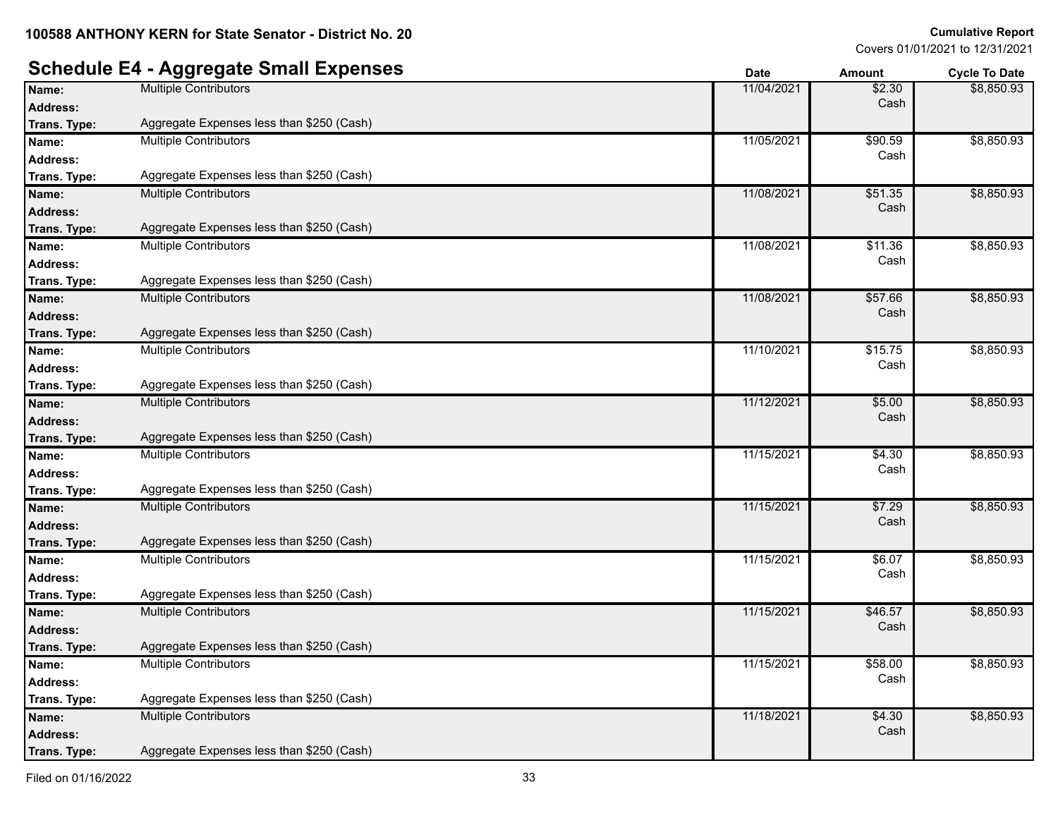## Schedule E4 - Aggregate Small Expenses

| Name | Address | Trans. Type | Date | Amount | Cycle To Date |
|---|---|---|---|---|---|
| Multiple Contributors | | Aggregate Expenses less than $250 (Cash) | 11/04/2021 | $2.30 Cash | $8,850.93 |
| Multiple Contributors | | Aggregate Expenses less than $250 (Cash) | 11/05/2021 | $90.59 Cash | $8,850.93 |
| Multiple Contributors | | Aggregate Expenses less than $250 (Cash) | 11/08/2021 | $51.35 Cash | $8,850.93 |
| Multiple Contributors | | Aggregate Expenses less than $250 (Cash) | 11/08/2021 | $11.36 Cash | $8,850.93 |
| Multiple Contributors | | Aggregate Expenses less than $250 (Cash) | 11/08/2021 | $57.66 Cash | $8,850.93 |
| Multiple Contributors | | Aggregate Expenses less than $250 (Cash) | 11/10/2021 | $15.75 Cash | $8,850.93 |
| Multiple Contributors | | Aggregate Expenses less than $250 (Cash) | 11/12/2021 | $5.00 Cash | $8,850.93 |
| Multiple Contributors | | Aggregate Expenses less than $250 (Cash) | 11/15/2021 | $4.30 Cash | $8,850.93 |
| Multiple Contributors | | Aggregate Expenses less than $250 (Cash) | 11/15/2021 | $7.29 Cash | $8,850.93 |
| Multiple Contributors | | Aggregate Expenses less than $250 (Cash) | 11/15/2021 | $6.07 Cash | $8,850.93 |
| Multiple Contributors | | Aggregate Expenses less than $250 (Cash) | 11/15/2021 | $46.57 Cash | $8,850.93 |
| Multiple Contributors | | Aggregate Expenses less than $250 (Cash) | 11/15/2021 | $58.00 Cash | $8,850.93 |
| Multiple Contributors | | Aggregate Expenses less than $250 (Cash) | 11/18/2021 | $4.30 Cash | $8,850.93 |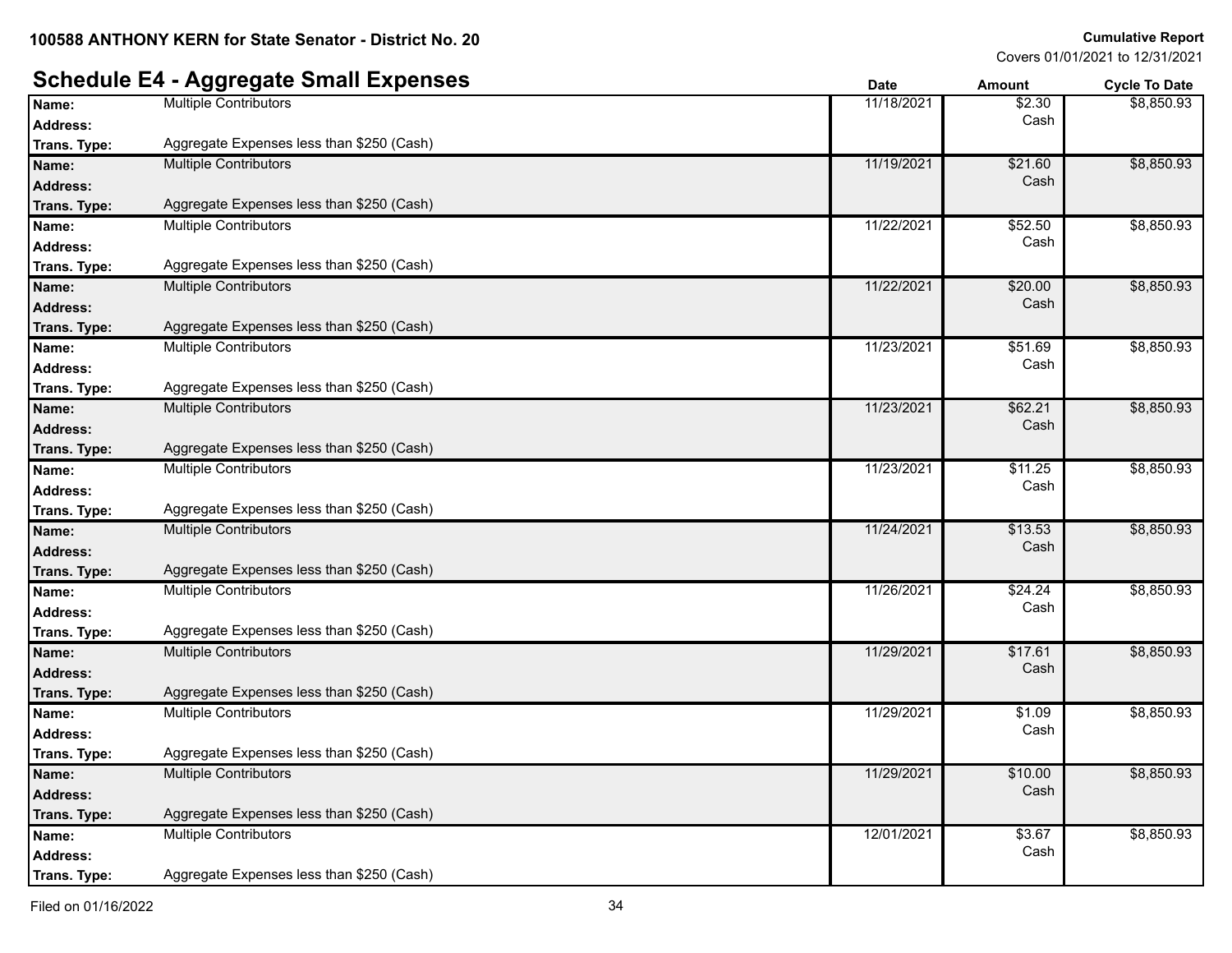## Schedule E4 - Aggregate Small Expenses

| Name | Address | Trans. Type | Date | Amount | Cycle To Date |
|---|---|---|---|---|---|
| Multiple Contributors | | Aggregate Expenses less than $250 (Cash) | 11/18/2021 | $2.30 Cash | $8,850.93 |
| Multiple Contributors | | Aggregate Expenses less than $250 (Cash) | 11/19/2021 | $21.60 Cash | $8,850.93 |
| Multiple Contributors | | Aggregate Expenses less than $250 (Cash) | 11/22/2021 | $52.50 Cash | $8,850.93 |
| Multiple Contributors | | Aggregate Expenses less than $250 (Cash) | 11/22/2021 | $20.00 Cash | $8,850.93 |
| Multiple Contributors | | Aggregate Expenses less than $250 (Cash) | 11/23/2021 | $51.69 Cash | $8,850.93 |
| Multiple Contributors | | Aggregate Expenses less than $250 (Cash) | 11/23/2021 | $62.21 Cash | $8,850.93 |
| Multiple Contributors | | Aggregate Expenses less than $250 (Cash) | 11/23/2021 | $11.25 Cash | $8,850.93 |
| Multiple Contributors | | Aggregate Expenses less than $250 (Cash) | 11/24/2021 | $13.53 Cash | $8,850.93 |
| Multiple Contributors | | Aggregate Expenses less than $250 (Cash) | 11/26/2021 | $24.24 Cash | $8,850.93 |
| Multiple Contributors | | Aggregate Expenses less than $250 (Cash) | 11/29/2021 | $17.61 Cash | $8,850.93 |
| Multiple Contributors | | Aggregate Expenses less than $250 (Cash) | 11/29/2021 | $1.09 Cash | $8,850.93 |
| Multiple Contributors | | Aggregate Expenses less than $250 (Cash) | 11/29/2021 | $10.00 Cash | $8,850.93 |
| Multiple Contributors | | Aggregate Expenses less than $250 (Cash) | 12/01/2021 | $3.67 Cash | $8,850.93 |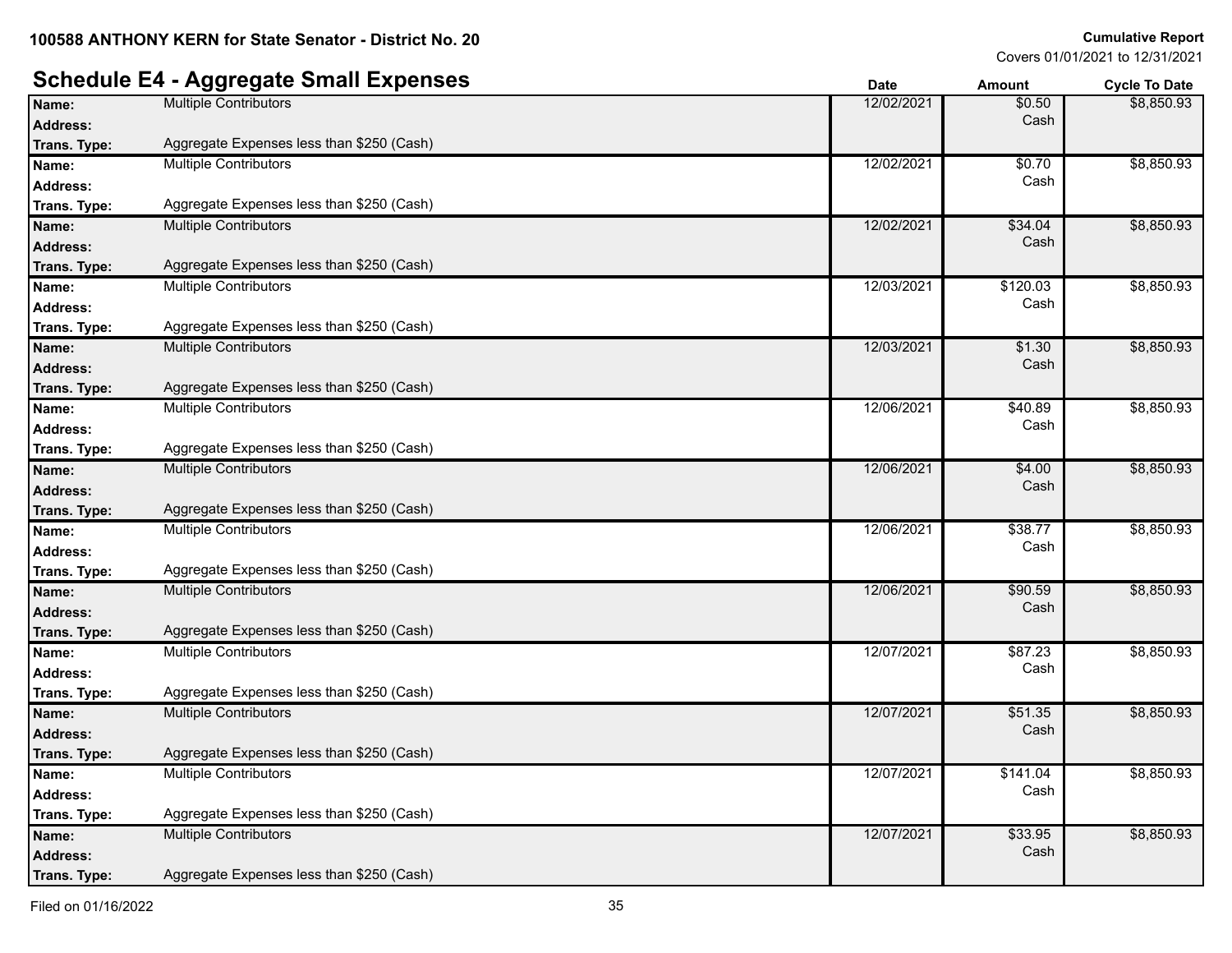**100588 ANTHONY KERN for State Senator - District No. 20**

**Cumulative Report**
Covers 01/01/2021 to 12/31/2021

## Schedule E4 - Aggregate Small Expenses

| Name | Address | Trans. Type | Date | Amount | Cycle To Date |
|---|---|---|---|---|---|
| Multiple Contributors | | Aggregate Expenses less than $250 (Cash) | 12/02/2021 | $0.50 Cash | $8,850.93 |
| Multiple Contributors | | Aggregate Expenses less than $250 (Cash) | 12/02/2021 | $0.70 Cash | $8,850.93 |
| Multiple Contributors | | Aggregate Expenses less than $250 (Cash) | 12/02/2021 | $34.04 Cash | $8,850.93 |
| Multiple Contributors | | Aggregate Expenses less than $250 (Cash) | 12/03/2021 | $120.03 Cash | $8,850.93 |
| Multiple Contributors | | Aggregate Expenses less than $250 (Cash) | 12/03/2021 | $1.30 Cash | $8,850.93 |
| Multiple Contributors | | Aggregate Expenses less than $250 (Cash) | 12/06/2021 | $40.89 Cash | $8,850.93 |
| Multiple Contributors | | Aggregate Expenses less than $250 (Cash) | 12/06/2021 | $4.00 Cash | $8,850.93 |
| Multiple Contributors | | Aggregate Expenses less than $250 (Cash) | 12/06/2021 | $38.77 Cash | $8,850.93 |
| Multiple Contributors | | Aggregate Expenses less than $250 (Cash) | 12/06/2021 | $90.59 Cash | $8,850.93 |
| Multiple Contributors | | Aggregate Expenses less than $250 (Cash) | 12/07/2021 | $87.23 Cash | $8,850.93 |
| Multiple Contributors | | Aggregate Expenses less than $250 (Cash) | 12/07/2021 | $51.35 Cash | $8,850.93 |
| Multiple Contributors | | Aggregate Expenses less than $250 (Cash) | 12/07/2021 | $141.04 Cash | $8,850.93 |
| Multiple Contributors | | Aggregate Expenses less than $250 (Cash) | 12/07/2021 | $33.95 Cash | $8,850.93 |

Filed on 01/16/2022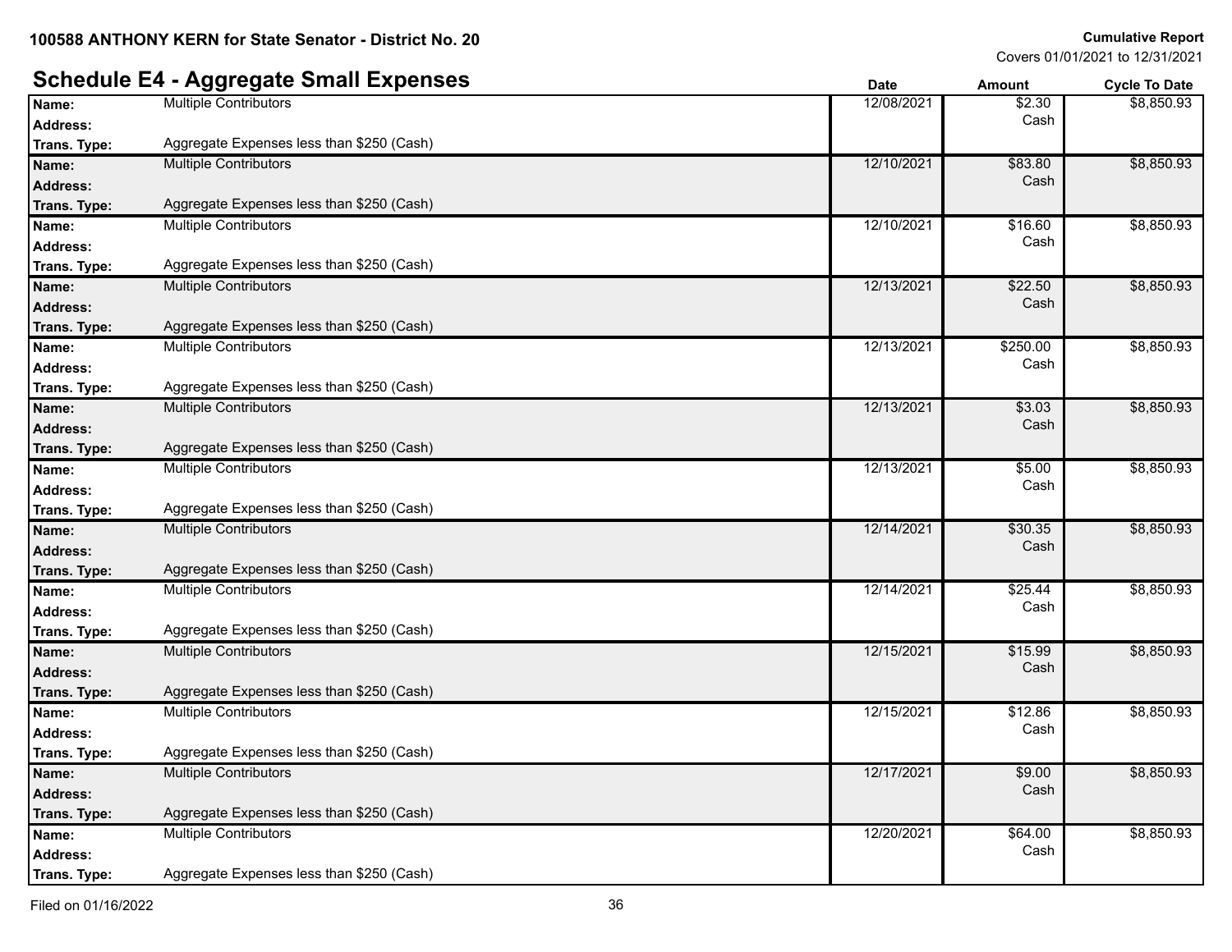100588 ANTHONY KERN for State Senator - District No. 20

**Cumulative Report**
Covers 01/01/2021 to 12/31/2021

## Schedule E4 - Aggregate Small Expenses

| Name / Address / Trans. Type | Date | Amount | Cycle To Date |
|---|---|---|---|
| **Name:** Multiple Contributors<br>**Address:**<br>**Trans. Type:** Aggregate Expenses less than $250 (Cash) | 12/08/2021 | $2.30<br>Cash | $8,850.93 |
| **Name:** Multiple Contributors<br>**Address:**<br>**Trans. Type:** Aggregate Expenses less than $250 (Cash) | 12/10/2021 | $83.80<br>Cash | $8,850.93 |
| **Name:** Multiple Contributors<br>**Address:**<br>**Trans. Type:** Aggregate Expenses less than $250 (Cash) | 12/10/2021 | $16.60<br>Cash | $8,850.93 |
| **Name:** Multiple Contributors<br>**Address:**<br>**Trans. Type:** Aggregate Expenses less than $250 (Cash) | 12/13/2021 | $22.50<br>Cash | $8,850.93 |
| **Name:** Multiple Contributors<br>**Address:**<br>**Trans. Type:** Aggregate Expenses less than $250 (Cash) | 12/13/2021 | $250.00<br>Cash | $8,850.93 |
| **Name:** Multiple Contributors<br>**Address:**<br>**Trans. Type:** Aggregate Expenses less than $250 (Cash) | 12/13/2021 | $3.03<br>Cash | $8,850.93 |
| **Name:** Multiple Contributors<br>**Address:**<br>**Trans. Type:** Aggregate Expenses less than $250 (Cash) | 12/13/2021 | $5.00<br>Cash | $8,850.93 |
| **Name:** Multiple Contributors<br>**Address:**<br>**Trans. Type:** Aggregate Expenses less than $250 (Cash) | 12/14/2021 | $30.35<br>Cash | $8,850.93 |
| **Name:** Multiple Contributors<br>**Address:**<br>**Trans. Type:** Aggregate Expenses less than $250 (Cash) | 12/14/2021 | $25.44<br>Cash | $8,850.93 |
| **Name:** Multiple Contributors<br>**Address:**<br>**Trans. Type:** Aggregate Expenses less than $250 (Cash) | 12/15/2021 | $15.99<br>Cash | $8,850.93 |
| **Name:** Multiple Contributors<br>**Address:**<br>**Trans. Type:** Aggregate Expenses less than $250 (Cash) | 12/15/2021 | $12.86<br>Cash | $8,850.93 |
| **Name:** Multiple Contributors<br>**Address:**<br>**Trans. Type:** Aggregate Expenses less than $250 (Cash) | 12/17/2021 | $9.00<br>Cash | $8,850.93 |
| **Name:** Multiple Contributors<br>**Address:**<br>**Trans. Type:** Aggregate Expenses less than $250 (Cash) | 12/20/2021 | $64.00<br>Cash | $8,850.93 |

Filed on 01/16/2022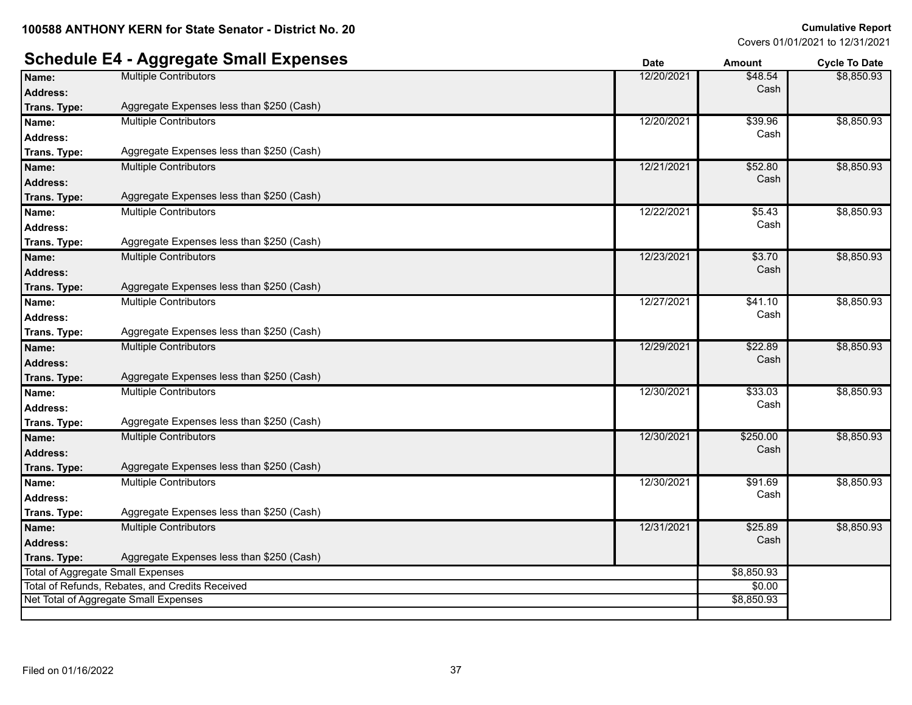**100588 ANTHONY KERN for State Senator - District No. 20**

**Cumulative Report**
Covers 01/01/2021 to 12/31/2021

## Schedule E4 - Aggregate Small Expenses

| | | Date | Amount | Cycle To Date |
|---|---|---|---|---|
| **Name:** | Multiple Contributors | 12/20/2021 | $48.54 Cash | $8,850.93 |
| **Address:** | | | | |
| **Trans. Type:** | Aggregate Expenses less than $250 (Cash) | | | |
| **Name:** | Multiple Contributors | 12/20/2021 | $39.96 Cash | $8,850.93 |
| **Address:** | | | | |
| **Trans. Type:** | Aggregate Expenses less than $250 (Cash) | | | |
| **Name:** | Multiple Contributors | 12/21/2021 | $52.80 Cash | $8,850.93 |
| **Address:** | | | | |
| **Trans. Type:** | Aggregate Expenses less than $250 (Cash) | | | |
| **Name:** | Multiple Contributors | 12/22/2021 | $5.43 Cash | $8,850.93 |
| **Address:** | | | | |
| **Trans. Type:** | Aggregate Expenses less than $250 (Cash) | | | |
| **Name:** | Multiple Contributors | 12/23/2021 | $3.70 Cash | $8,850.93 |
| **Address:** | | | | |
| **Trans. Type:** | Aggregate Expenses less than $250 (Cash) | | | |
| **Name:** | Multiple Contributors | 12/27/2021 | $41.10 Cash | $8,850.93 |
| **Address:** | | | | |
| **Trans. Type:** | Aggregate Expenses less than $250 (Cash) | | | |
| **Name:** | Multiple Contributors | 12/29/2021 | $22.89 Cash | $8,850.93 |
| **Address:** | | | | |
| **Trans. Type:** | Aggregate Expenses less than $250 (Cash) | | | |
| **Name:** | Multiple Contributors | 12/30/2021 | $33.03 Cash | $8,850.93 |
| **Address:** | | | | |
| **Trans. Type:** | Aggregate Expenses less than $250 (Cash) | | | |
| **Name:** | Multiple Contributors | 12/30/2021 | $250.00 Cash | $8,850.93 |
| **Address:** | | | | |
| **Trans. Type:** | Aggregate Expenses less than $250 (Cash) | | | |
| **Name:** | Multiple Contributors | 12/30/2021 | $91.69 Cash | $8,850.93 |
| **Address:** | | | | |
| **Trans. Type:** | Aggregate Expenses less than $250 (Cash) | | | |
| **Name:** | Multiple Contributors | 12/31/2021 | $25.89 Cash | $8,850.93 |
| **Address:** | | | | |
| **Trans. Type:** | Aggregate Expenses less than $250 (Cash) | | | |
| Total of Aggregate Small Expenses | | | $8,850.93 | |
| Total of Refunds, Rebates, and Credits Received | | | $0.00 | |
| Net Total of Aggregate Small Expenses | | | $8,850.93 | |

Filed on 01/16/2022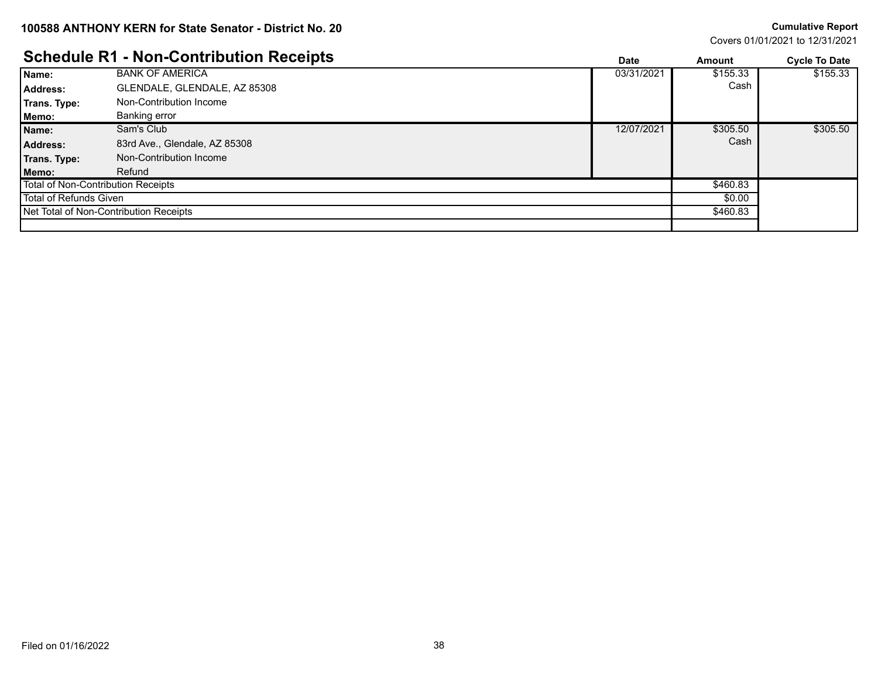## Schedule R1 - Non-Contribution Receipts

| | | Date | Amount | Cycle To Date |
|---|---|---|---|---|
| **Name:** | BANK OF AMERICA | 03/31/2021 | $155.33 | $155.33 |
| **Address:** | GLENDALE, GLENDALE, AZ 85308 | | Cash | |
| **Trans. Type:** | Non-Contribution Income | | | |
| **Memo:** | Banking error | | | |
| **Name:** | Sam's Club | 12/07/2021 | $305.50 | $305.50 |
| **Address:** | 83rd Ave., Glendale, AZ 85308 | | Cash | |
| **Trans. Type:** | Non-Contribution Income | | | |
| **Memo:** | Refund | | | |
| Total of Non-Contribution Receipts | | | $460.83 | |
| Total of Refunds Given | | | $0.00 | |
| Net Total of Non-Contribution Receipts | | | $460.83 | |

Filed on 01/16/2022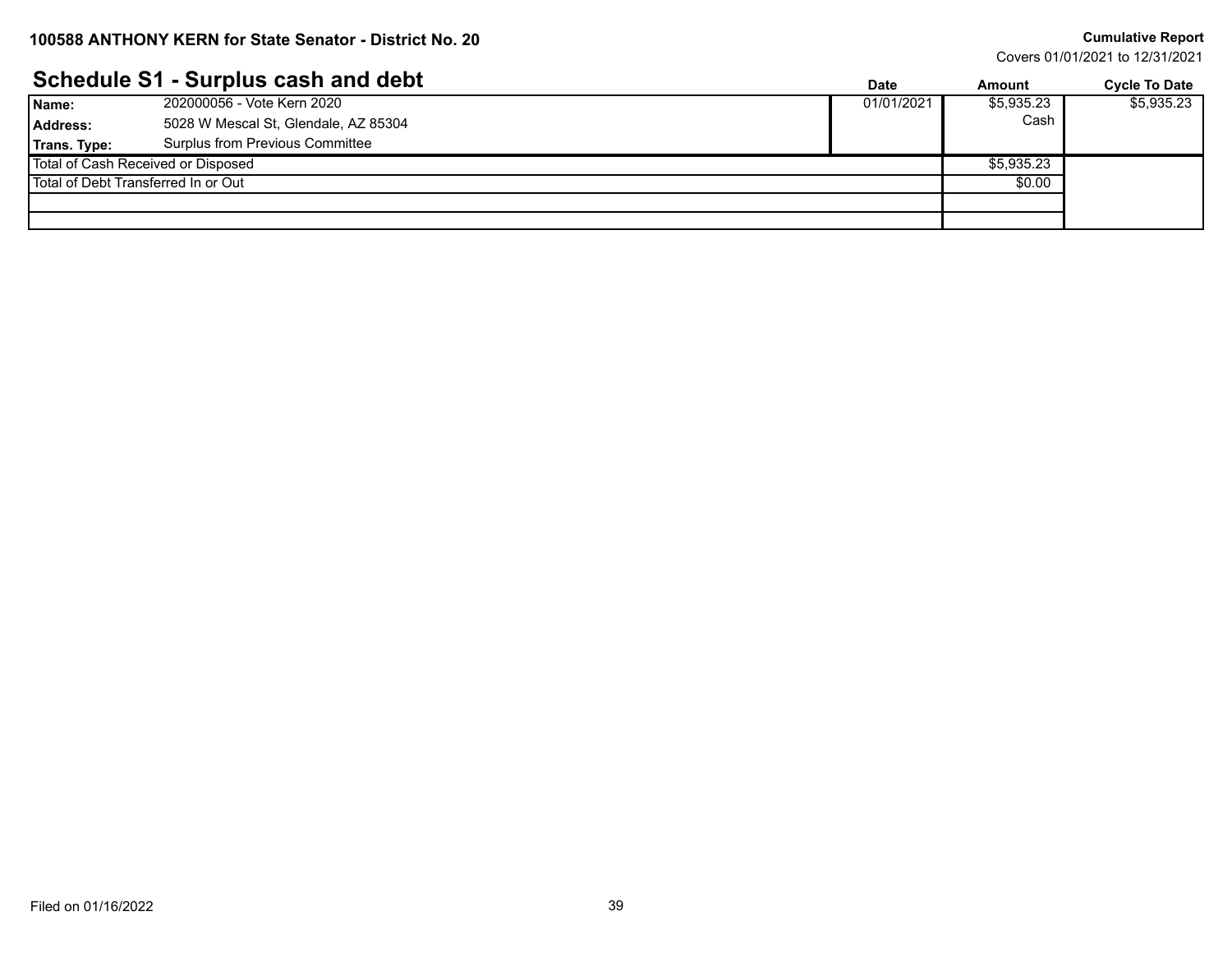# Schedule S1 - Surplus cash and debt

| | | Date | Amount | Cycle To Date |
|---|---|---|---|---|
| Name: | 202000056 - Vote Kern 2020 | 01/01/2021 | $5,935.23 | $5,935.23 |
| Address: | 5028 W Mescal St, Glendale, AZ 85304 | | Cash | |
| Trans. Type: | Surplus from Previous Committee | | | |
| Total of Cash Received or Disposed | | | $5,935.23 | |
| Total of Debt Transferred In or Out | | | $0.00 | |